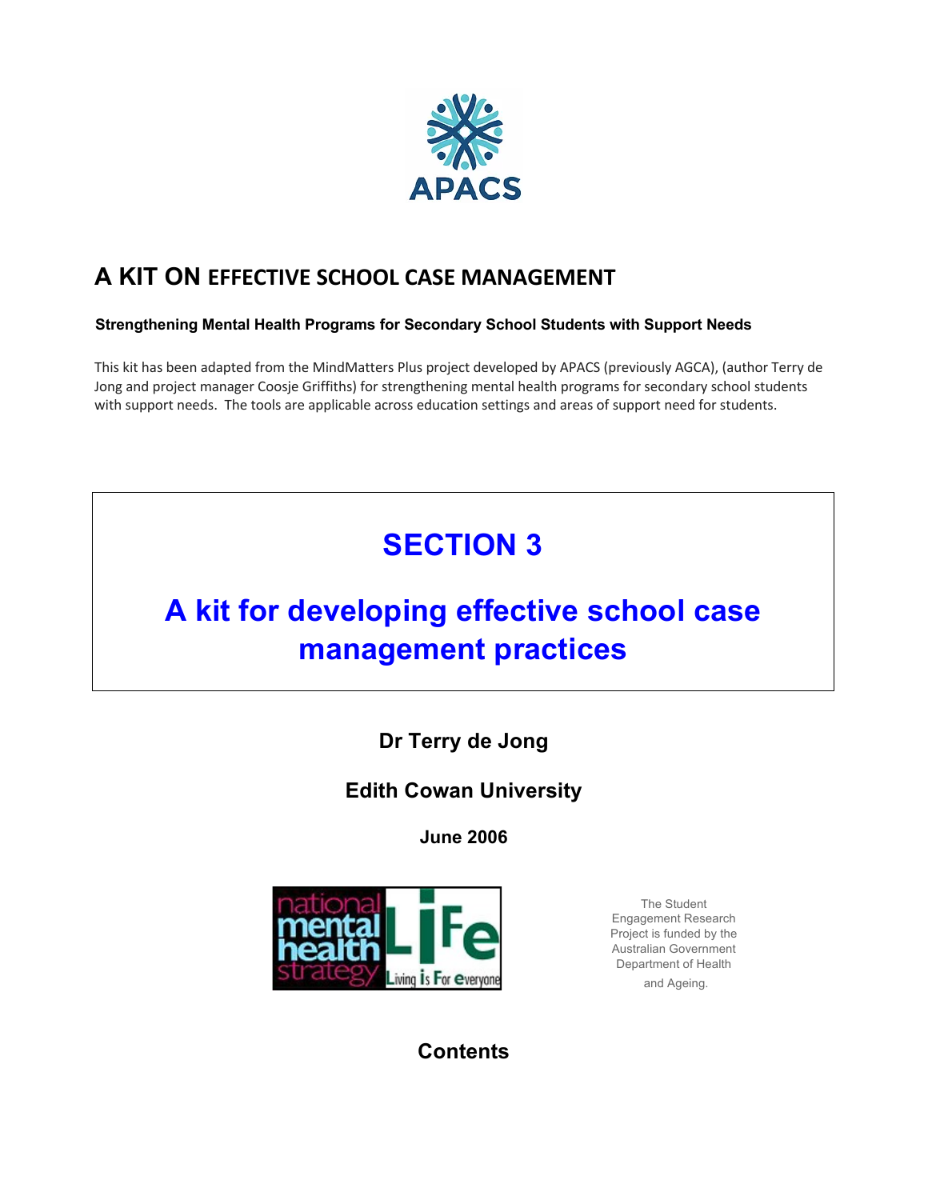APACS

# A KIT ON EFFECTIVE SCHOOL CASE MANAGEMENT

**Strengthening Mental Health Programs for Secondary School Students with Support Needs**

This kit has been adapted from the MindMatters Plus project developed by APACS (previously AGCA), (author Terry de Jong and project manager Coosje Griffiths) for strengthening mental health programs for secondary school students with support needs. The tools are applicable across education settings and areas of support need for students.

## SECTION 3

## A kit for developing effective school case management practices

**Dr Terry de Jong**

**Edith Cowan University**

**June 2006**

national mental health strategy

LiFe Living is For everyone

The Student Engagement Research Project is funded by the Australian Government Department of Health and Ageing.

**Contents**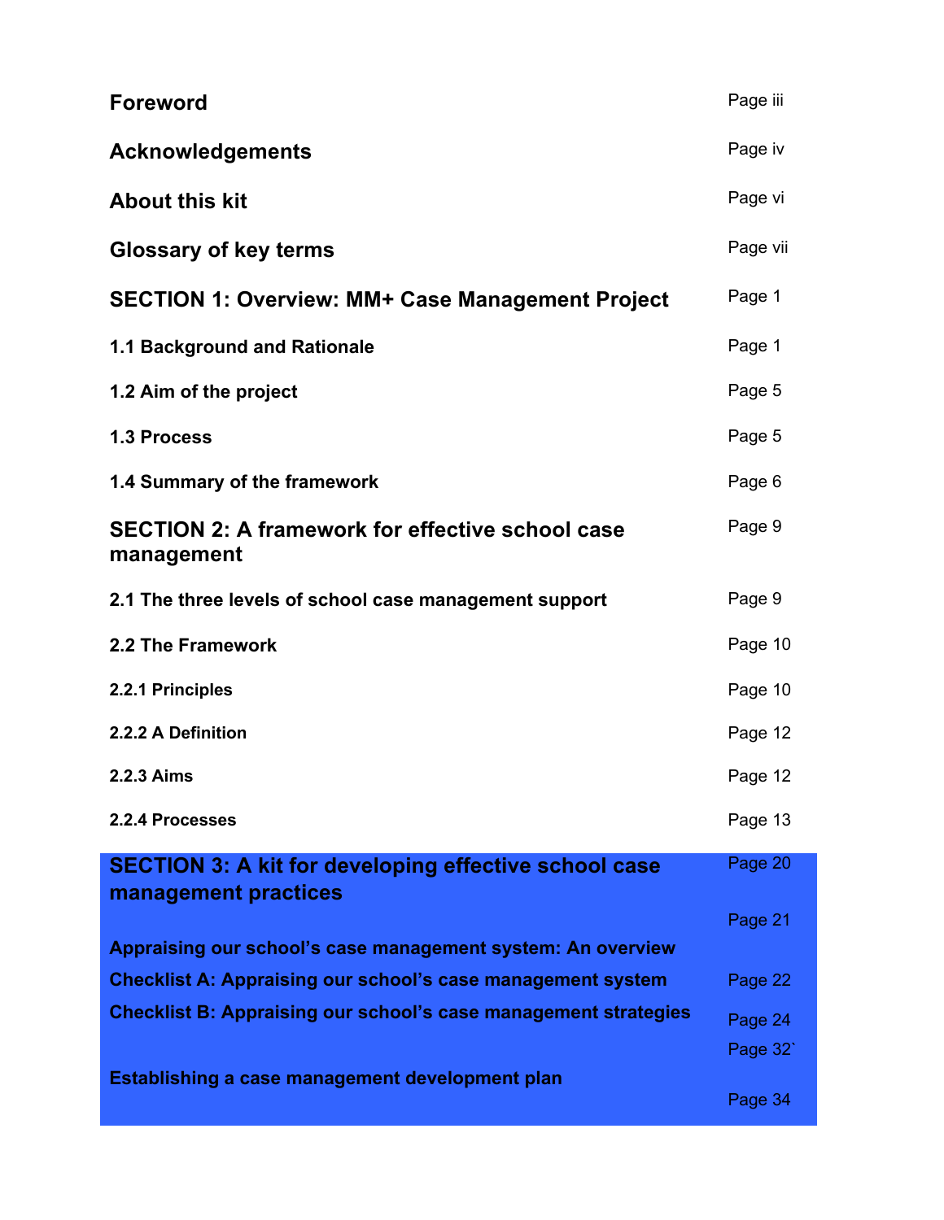| | |
|---|---|
| **Foreword** | Page iii |
| **Acknowledgements** | Page iv |
| **About this kit** | Page vi |
| **Glossary of key terms** | Page vii |
| **SECTION 1: Overview: MM+ Case Management Project** | Page 1 |
| **1.1 Background and Rationale** | Page 1 |
| **1.2 Aim of the project** | Page 5 |
| **1.3 Process** | Page 5 |
| **1.4 Summary of the framework** | Page 6 |
| **SECTION 2: A framework for effective school case management** | Page 9 |
| **2.1 The three levels of school case management support** | Page 9 |
| **2.2 The Framework** | Page 10 |
| **2.2.1 Principles** | Page 10 |
| **2.2.2 A Definition** | Page 12 |
| **2.2.3 Aims** | Page 12 |
| **2.2.4 Processes** | Page 13 |
| **SECTION 3: A kit for developing effective school case management practices** | Page 20 |
| **Appraising our school's case management system: An overview** | Page 21 |
| **Checklist A: Appraising our school's case management system** | Page 22 |
| **Checklist B: Appraising our school's case management strategies** | Page 24 |
| | Page 32` |
| **Establishing a case management development plan** | Page 34 |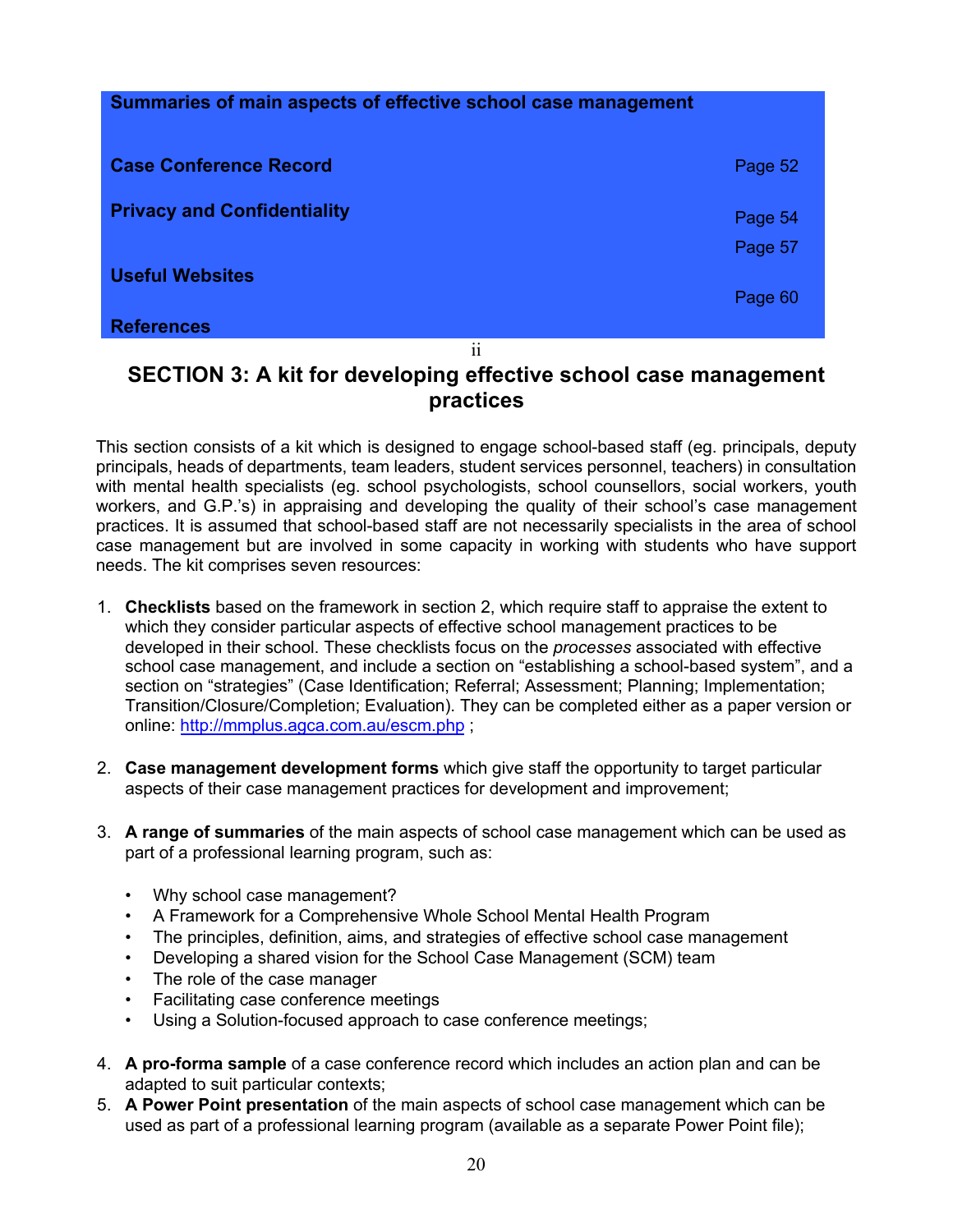| Summaries of main aspects of effective school case management | |
|---|---|
| **Case Conference Record** | Page 52 |
| **Privacy and Confidentiality** | Page 54 |
| **Useful Websites** | Page 57 |
| **References** | Page 60 |

## SECTION 3: A kit for developing effective school case management practices

This section consists of a kit which is designed to engage school-based staff (eg. principals, deputy principals, heads of departments, team leaders, student services personnel, teachers) in consultation with mental health specialists (eg. school psychologists, school counsellors, social workers, youth workers, and G.P.'s) in appraising and developing the quality of their school's case management practices. It is assumed that school-based staff are not necessarily specialists in the area of school case management but are involved in some capacity in working with students who have support needs. The kit comprises seven resources:

1. **Checklists** based on the framework in section 2, which require staff to appraise the extent to which they consider particular aspects of effective school management practices to be developed in their school. These checklists focus on the *processes* associated with effective school case management, and include a section on "establishing a school-based system", and a section on "strategies" (Case Identification; Referral; Assessment; Planning; Implementation; Transition/Closure/Completion; Evaluation). They can be completed either as a paper version or online: http://mmplus.agca.com.au/escm.php ;

2. **Case management development forms** which give staff the opportunity to target particular aspects of their case management practices for development and improvement;

3. **A range of summaries** of the main aspects of school case management which can be used as part of a professional learning program, such as:

   - Why school case management?
   - A Framework for a Comprehensive Whole School Mental Health Program
   - The principles, definition, aims, and strategies of effective school case management
   - Developing a shared vision for the School Case Management (SCM) team
   - The role of the case manager
   - Facilitating case conference meetings
   - Using a Solution-focused approach to case conference meetings;

4. **A pro-forma sample** of a case conference record which includes an action plan and can be adapted to suit particular contexts;
5. **A Power Point presentation** of the main aspects of school case management which can be used as part of a professional learning program (available as a separate Power Point file);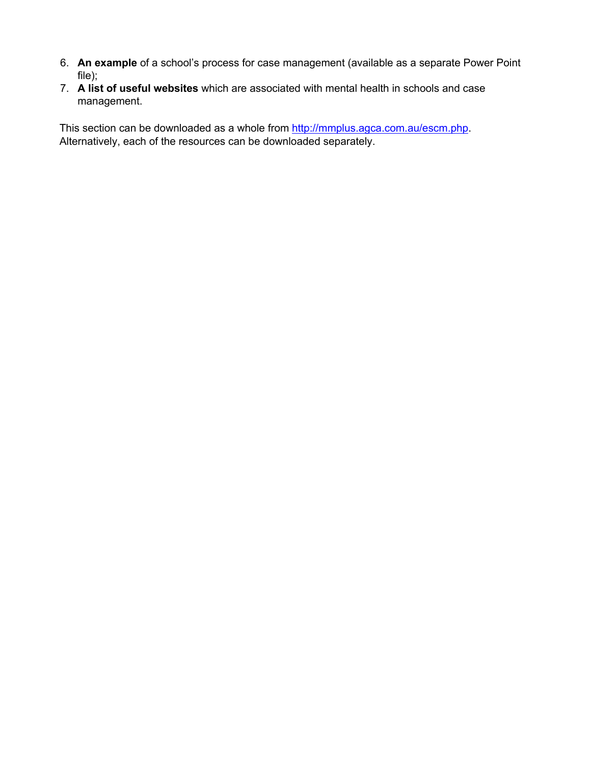6. **An example** of a school's process for case management (available as a separate Power Point file);
7. **A list of useful websites** which are associated with mental health in schools and case management.

This section can be downloaded as a whole from [http://mmplus.agca.com.au/escm.php](http://mmplus.agca.com.au/escm.php). Alternatively, each of the resources can be downloaded separately.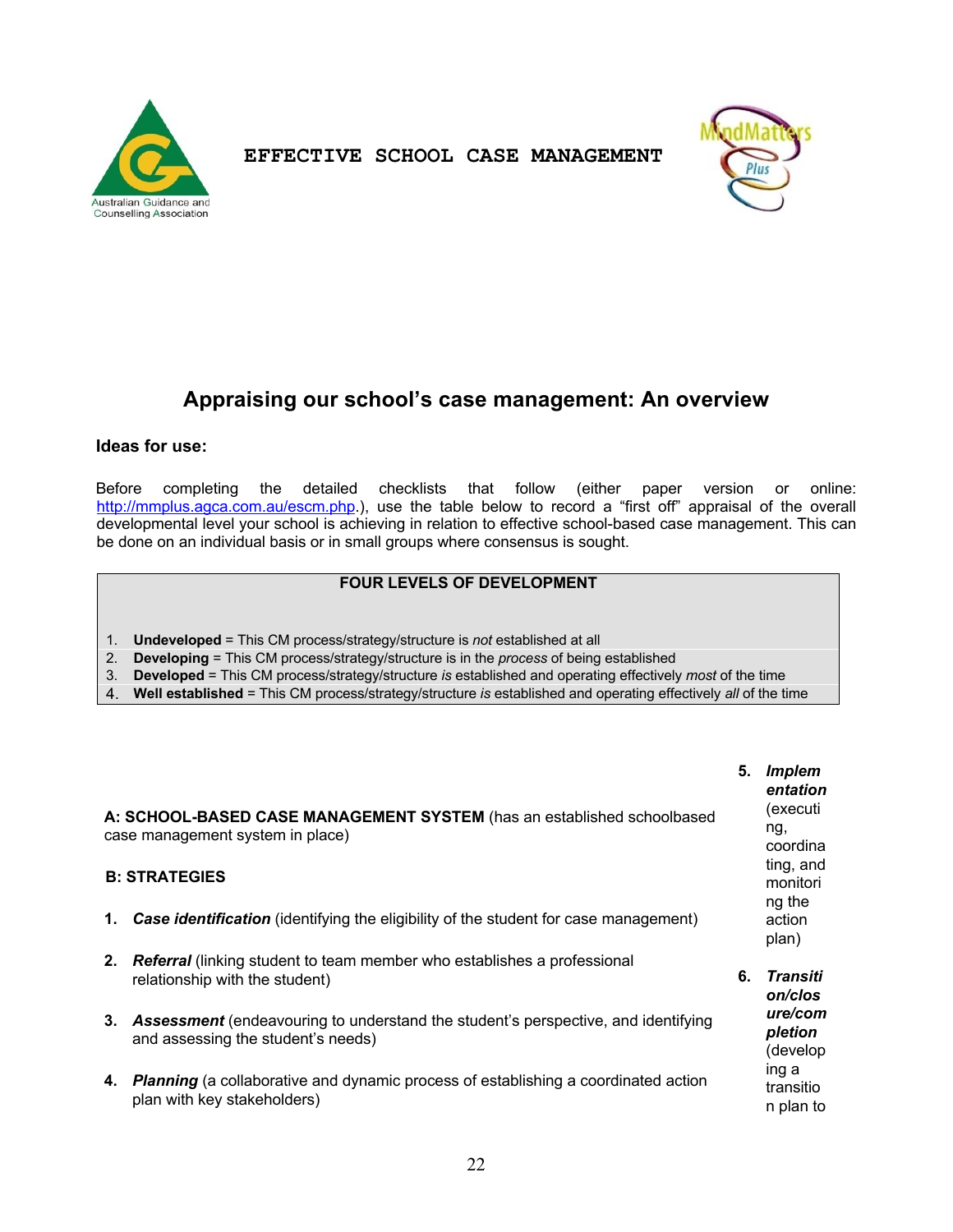EFFECTIVE SCHOOL CASE MANAGEMENT

Australian Guidance and Counselling Association

MindMatters Plus

## Appraising our school's case management: An overview

### Ideas for use:

Before completing the detailed checklists that follow (either paper version or online: http://mmplus.agca.com.au/escm.php.), use the table below to record a "first off" appraisal of the overall developmental level your school is achieving in relation to effective school-based case management. This can be done on an individual basis or in small groups where consensus is sought.

| FOUR LEVELS OF DEVELOPMENT |
|---|
| 1. **Undeveloped** = This CM process/strategy/structure is *not* established at all |
| 2. **Developing** = This CM process/strategy/structure is in the *process* of being established |
| 3. **Developed** = This CM process/strategy/structure *is* established and operating effectively *most* of the time |
| 4. **Well established** = This CM process/strategy/structure *is* established and operating effectively *all* of the time |

**A: SCHOOL-BASED CASE MANAGEMENT SYSTEM** (has an established schoolbased case management system in place)

**B: STRATEGIES**

1. ***Case identification*** (identifying the eligibility of the student for case management)
2. ***Referral*** (linking student to team member who establishes a professional relationship with the student)
3. ***Assessment*** (endeavouring to understand the student's perspective, and identifying and assessing the student's needs)
4. ***Planning*** (a collaborative and dynamic process of establishing a coordinated action plan with key stakeholders)
5. ***Implementation*** (executing, coordinating, and monitoring the action plan)
6. ***Transition/closure/completion*** (developing a transition plan to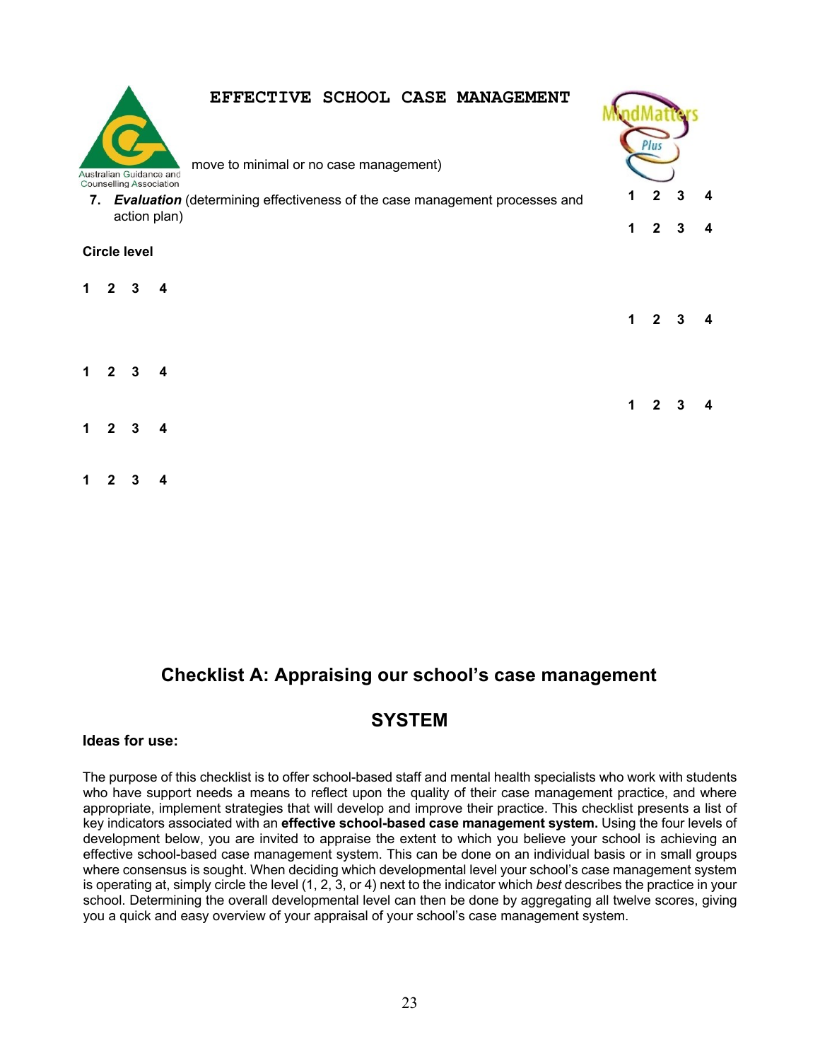EFFECTIVE SCHOOL CASE MANAGEMENT

move to minimal or no case management)

7. ***Evaluation*** (determining effectiveness of the case management processes and action plan)

1 2 3 4

1 2 3 4

**Circle level**

1 2 3 4

1 2 3 4

1 2 3 4

1 2 3 4

1 2 3 4

1 2 3 4

## Checklist A: Appraising our school's case management

## SYSTEM

**Ideas for use:**

The purpose of this checklist is to offer school-based staff and mental health specialists who work with students who have support needs a means to reflect upon the quality of their case management practice, and where appropriate, implement strategies that will develop and improve their practice. This checklist presents a list of key indicators associated with an **effective school-based case management system.** Using the four levels of development below, you are invited to appraise the extent to which you believe your school is achieving an effective school-based case management system. This can be done on an individual basis or in small groups where consensus is sought. When deciding which developmental level your school's case management system is operating at, simply circle the level (1, 2, 3, or 4) next to the indicator which *best* describes the practice in your school. Determining the overall developmental level can then be done by aggregating all twelve scores, giving you a quick and easy overview of your appraisal of your school's case management system.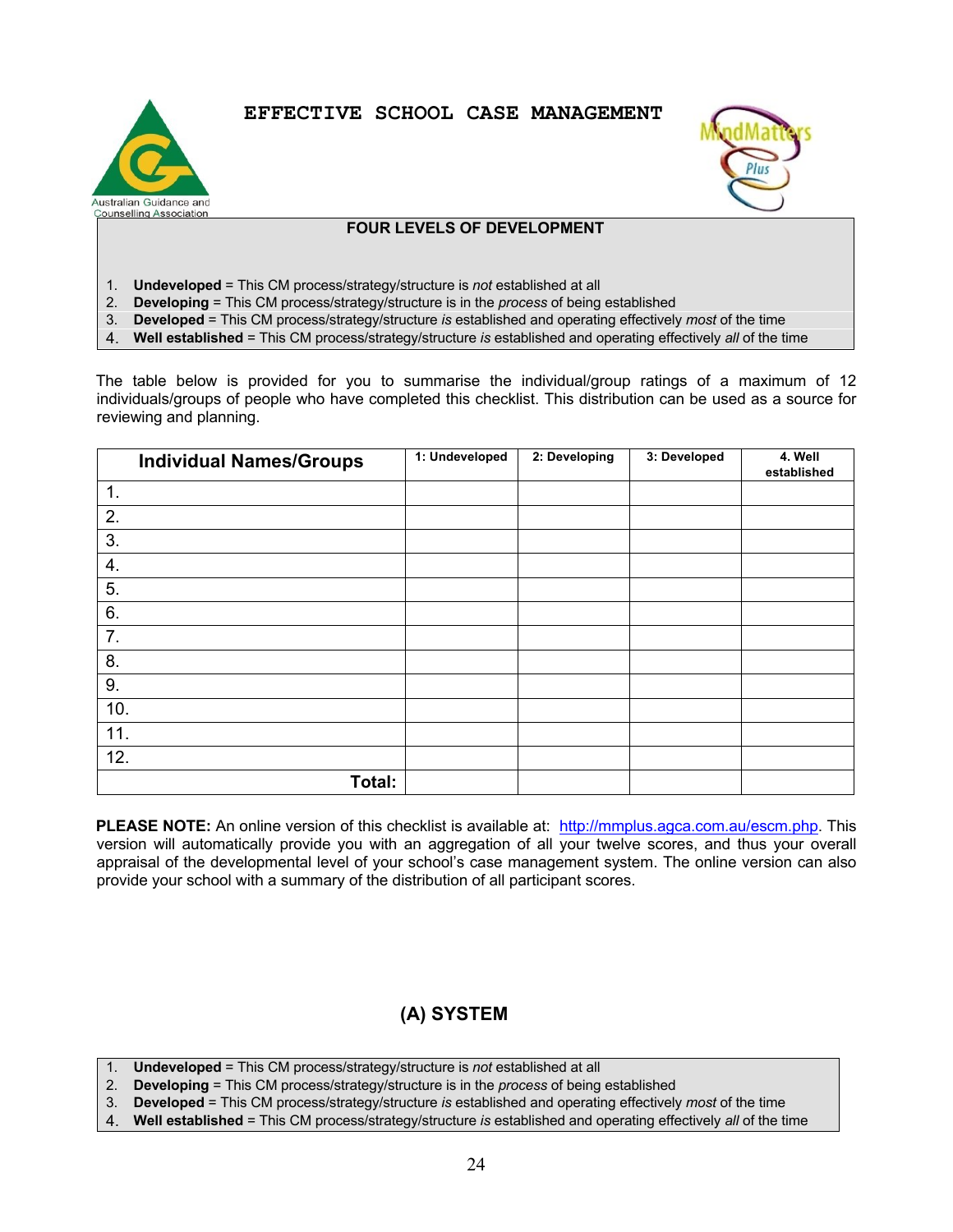# EFFECTIVE SCHOOL CASE MANAGEMENT

Australian Guidance and Counselling Association

MindMatters Plus

## FOUR LEVELS OF DEVELOPMENT

1. **Undeveloped** = This CM process/strategy/structure is *not* established at all
2. **Developing** = This CM process/strategy/structure is in the *process* of being established
3. **Developed** = This CM process/strategy/structure *is* established and operating effectively *most* of the time
4. **Well established** = This CM process/strategy/structure *is* established and operating effectively *all* of the time

The table below is provided for you to summarise the individual/group ratings of a maximum of 12 individuals/groups of people who have completed this checklist. This distribution can be used as a source for reviewing and planning.

| Individual Names/Groups | 1: Undeveloped | 2: Developing | 3: Developed | 4. Well established |
|---|---|---|---|---|
| 1. | | | | |
| 2. | | | | |
| 3. | | | | |
| 4. | | | | |
| 5. | | | | |
| 6. | | | | |
| 7. | | | | |
| 8. | | | | |
| 9. | | | | |
| 10. | | | | |
| 11. | | | | |
| 12. | | | | |
| **Total:** | | | | |

**PLEASE NOTE:** An online version of this checklist is available at: http://mmplus.agca.com.au/escm.php. This version will automatically provide you with an aggregation of all your twelve scores, and thus your overall appraisal of the developmental level of your school's case management system. The online version can also provide your school with a summary of the distribution of all participant scores.

## (A) SYSTEM

1. **Undeveloped** = This CM process/strategy/structure is *not* established at all
2. **Developing** = This CM process/strategy/structure is in the *process* of being established
3. **Developed** = This CM process/strategy/structure *is* established and operating effectively *most* of the time
4. **Well established** = This CM process/strategy/structure *is* established and operating effectively *all* of the time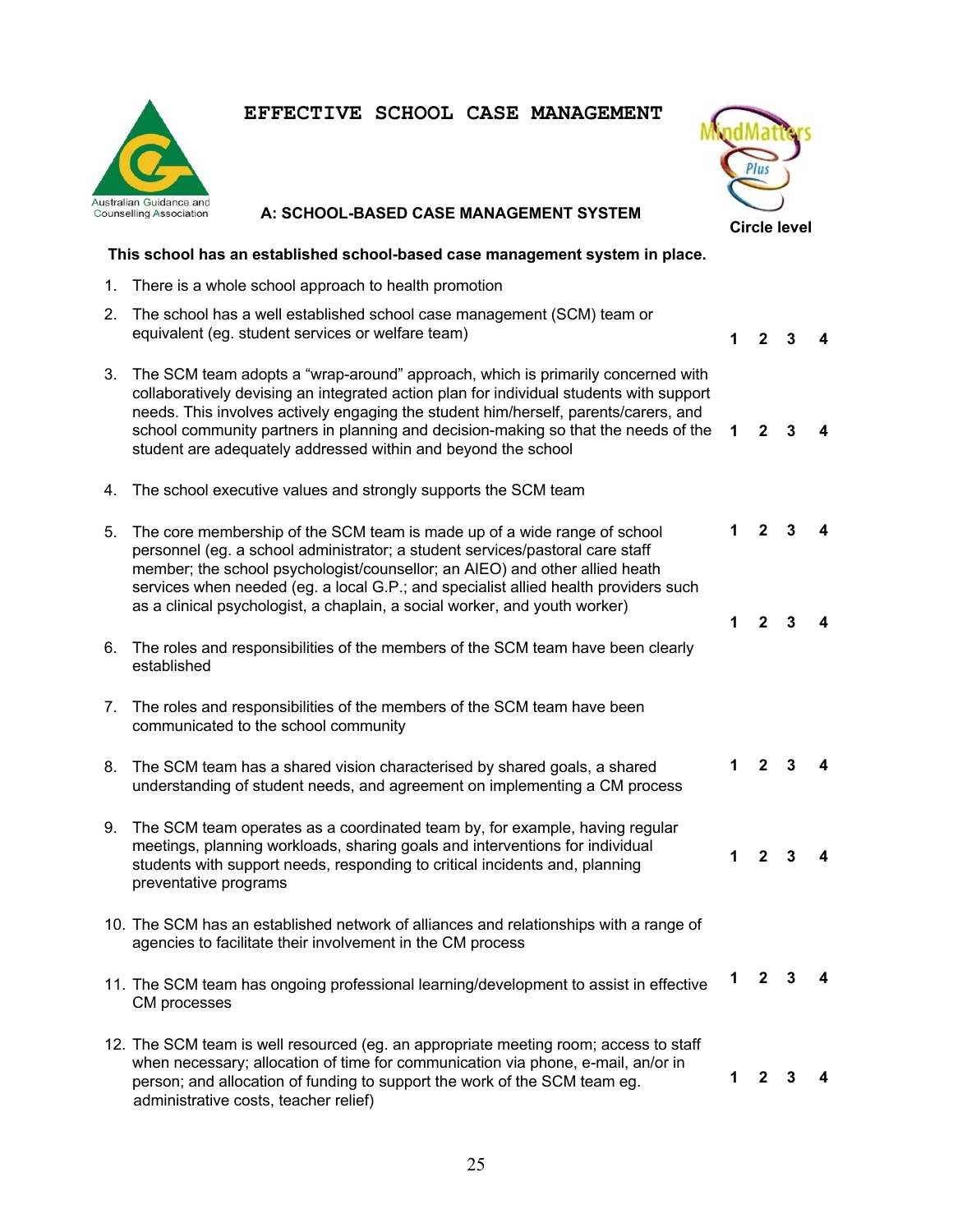# EFFECTIVE SCHOOL CASE MANAGEMENT

Australian Guidance and Counselling Association

MindMatters Plus

## A: SCHOOL-BASED CASE MANAGEMENT SYSTEM

**Circle level**

**This school has an established school-based case management system in place.**

| | Statement | Circle level |
|---|---|---|
| 1. | There is a whole school approach to health promotion | |
| 2. | The school has a well established school case management (SCM) team or equivalent (eg. student services or welfare team) | **1 2 3 4** |
| 3. | The SCM team adopts a "wrap-around" approach, which is primarily concerned with collaboratively devising an integrated action plan for individual students with support needs. This involves actively engaging the student him/herself, parents/carers, and school community partners in planning and decision-making so that the needs of the student are adequately addressed within and beyond the school | **1 2 3 4** |
| 4. | The school executive values and strongly supports the SCM team | |
| 5. | The core membership of the SCM team is made up of a wide range of school personnel (eg. a school administrator; a student services/pastoral care staff member; the school psychologist/counsellor; an AIEO) and other allied heath services when needed (eg. a local G.P.; and specialist allied health providers such as a clinical psychologist, a chaplain, a social worker, and youth worker) | **1 2 3 4** |
| | | **1 2 3 4** |
| 6. | The roles and responsibilities of the members of the SCM team have been clearly established | |
| 7. | The roles and responsibilities of the members of the SCM team have been communicated to the school community | |
| 8. | The SCM team has a shared vision characterised by shared goals, a shared understanding of student needs, and agreement on implementing a CM process | **1 2 3 4** |
| 9. | The SCM team operates as a coordinated team by, for example, having regular meetings, planning workloads, sharing goals and interventions for individual students with support needs, responding to critical incidents and, planning preventative programs | **1 2 3 4** |
| 10. | The SCM has an established network of alliances and relationships with a range of agencies to facilitate their involvement in the CM process | |
| 11. | The SCM team has ongoing professional learning/development to assist in effective CM processes | **1 2 3 4** |
| 12. | The SCM team is well resourced (eg. an appropriate meeting room; access to staff when necessary; allocation of time for communication via phone, e-mail, an/or in person; and allocation of funding to support the work of the SCM team eg. administrative costs, teacher relief) | **1 2 3 4** |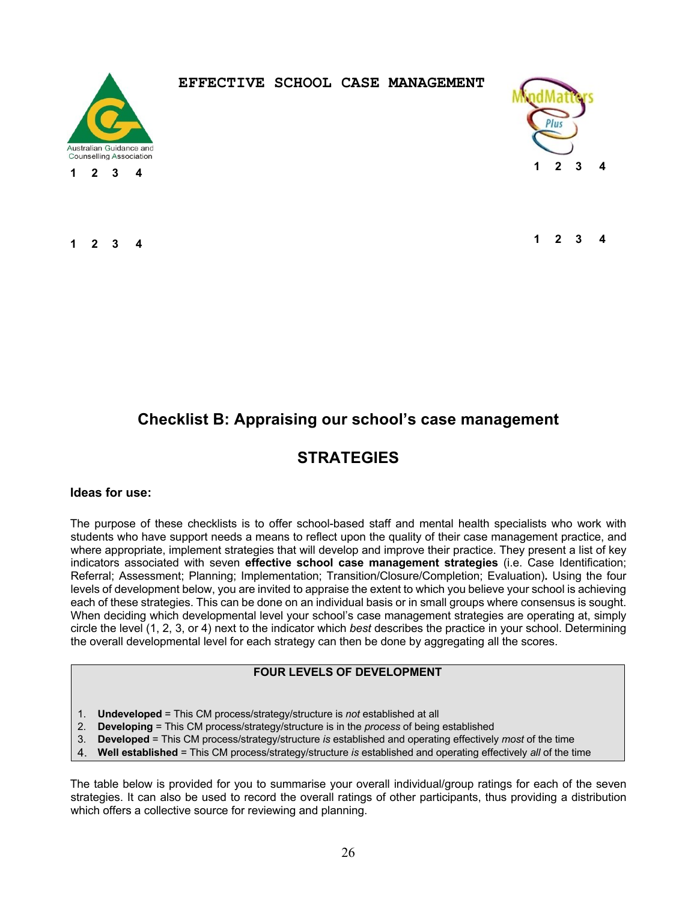EFFECTIVE SCHOOL CASE MANAGEMENT

Australian Guidance and Counselling Association

1 2 3 4

1 2 3 4

1 2 3 4

1 2 3 4

## Checklist B: Appraising our school's case management

## STRATEGIES

### Ideas for use:

The purpose of these checklists is to offer school-based staff and mental health specialists who work with students who have support needs a means to reflect upon the quality of their case management practice, and where appropriate, implement strategies that will develop and improve their practice. They present a list of key indicators associated with seven **effective school case management strategies** (i.e. Case Identification; Referral; Assessment; Planning; Implementation; Transition/Closure/Completion; Evaluation)**.** Using the four levels of development below, you are invited to appraise the extent to which you believe your school is achieving each of these strategies. This can be done on an individual basis or in small groups where consensus is sought. When deciding which developmental level your school's case management strategies are operating at, simply circle the level (1, 2, 3, or 4) next to the indicator which *best* describes the practice in your school. Determining the overall developmental level for each strategy can then be done by aggregating all the scores.

| FOUR LEVELS OF DEVELOPMENT |
|---|
| 1. **Undeveloped** = This CM process/strategy/structure is *not* established at all<br>2. **Developing** = This CM process/strategy/structure is in the *process* of being established<br>3. **Developed** = This CM process/strategy/structure *is* established and operating effectively *most* of the time<br>4. **Well established** = This CM process/strategy/structure *is* established and operating effectively *all* of the time |

The table below is provided for you to summarise your overall individual/group ratings for each of the seven strategies. It can also be used to record the overall ratings of other participants, thus providing a distribution which offers a collective source for reviewing and planning.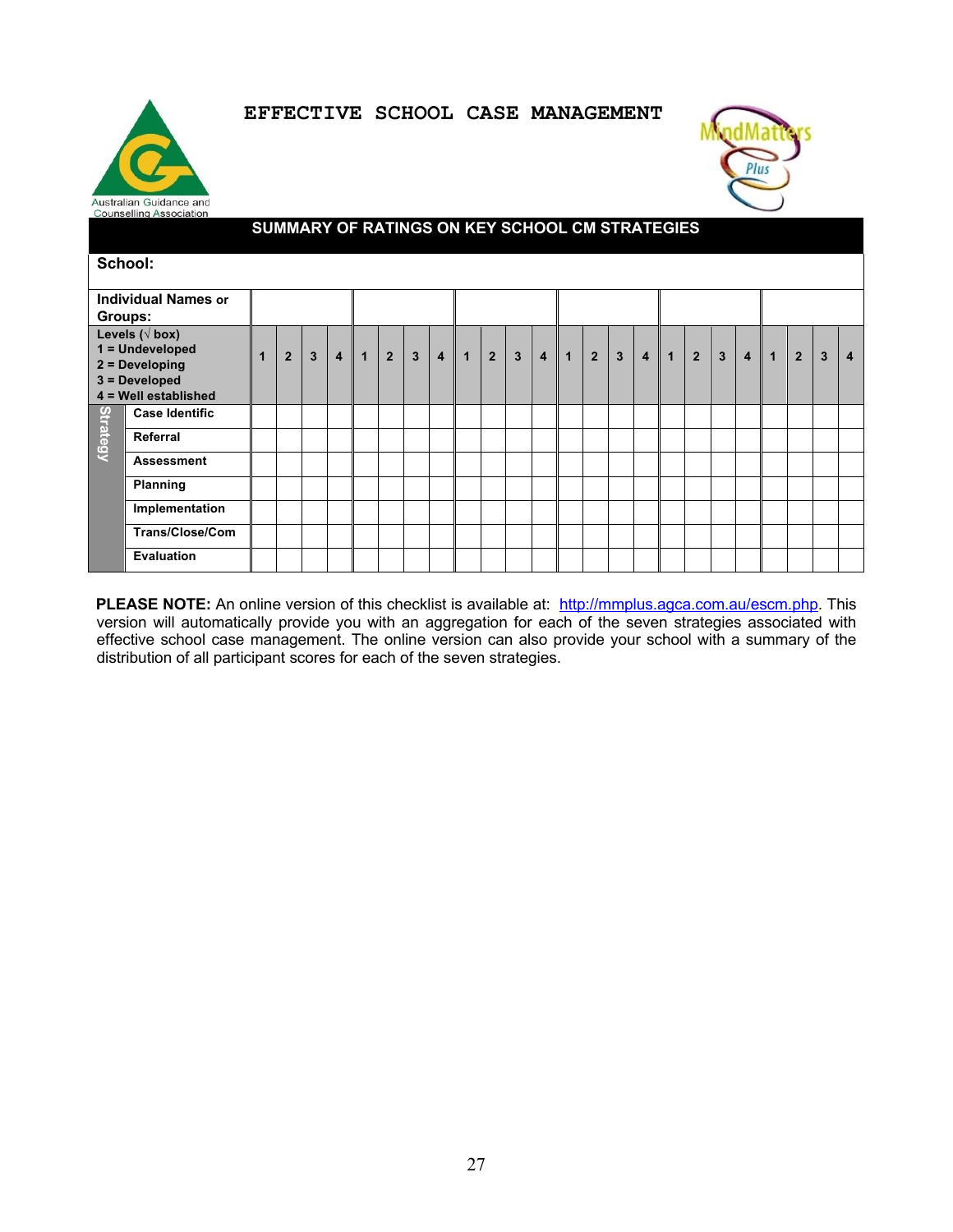# EFFECTIVE SCHOOL CASE MANAGEMENT

## SUMMARY OF RATINGS ON KEY SCHOOL CM STRATEGIES

| School: | | | | | | | | | | | | | | | | | | | | | | | | | |
|---|---|---|---|---|---|---|---|---|---|---|---|---|---|---|---|---|---|---|---|---|---|---|---|---|---|
| **Individual Names** or **Groups:** | | | | | | | | | | | | | | | | | | | | | | | | | |
| **Levels (√ box)**<br>**1 = Undeveloped**<br>**2 = Developing**<br>**3 = Developed**<br>**4 = Well established** | 1 | 2 | 3 | 4 | 1 | 2 | 3 | 4 | 1 | 2 | 3 | 4 | 1 | 2 | 3 | 4 | 1 | 2 | 3 | 4 | 1 | 2 | 3 | 4 |
| **Strategy:** Case Identific | | | | | | | | | | | | | | | | | | | | | | | | |
| Referral | | | | | | | | | | | | | | | | | | | | | | | | |
| Assessment | | | | | | | | | | | | | | | | | | | | | | | | |
| Planning | | | | | | | | | | | | | | | | | | | | | | | | |
| Implementation | | | | | | | | | | | | | | | | | | | | | | | | |
| Trans/Close/Com | | | | | | | | | | | | | | | | | | | | | | | | |
| Evaluation | | | | | | | | | | | | | | | | | | | | | | | | |

**PLEASE NOTE:** An online version of this checklist is available at: http://mmplus.agca.com.au/escm.php. This version will automatically provide you with an aggregation for each of the seven strategies associated with effective school case management. The online version can also provide your school with a summary of the distribution of all participant scores for each of the seven strategies.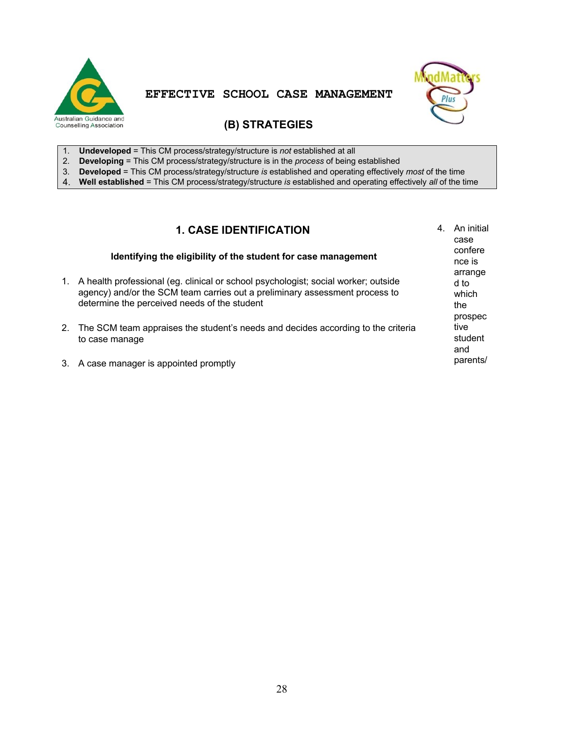# EFFECTIVE SCHOOL CASE MANAGEMENT

## (B) STRATEGIES

1. **Undeveloped** = This CM process/strategy/structure is *not* established at all
2. **Developing** = This CM process/strategy/structure is in the *process* of being established
3. **Developed** = This CM process/strategy/structure *is* established and operating effectively *most* of the time
4. **Well established** = This CM process/strategy/structure *is* established and operating effectively *all* of the time

### 1. CASE IDENTIFICATION

**Identifying the eligibility of the student for case management**

1. A health professional (eg. clinical or school psychologist; social worker; outside agency) and/or the SCM team carries out a preliminary assessment process to determine the perceived needs of the student

2. The SCM team appraises the student's needs and decides according to the criteria to case manage

3. A case manager is appointed promptly

4. An initial case conference is arranged to which the prospective student and parents/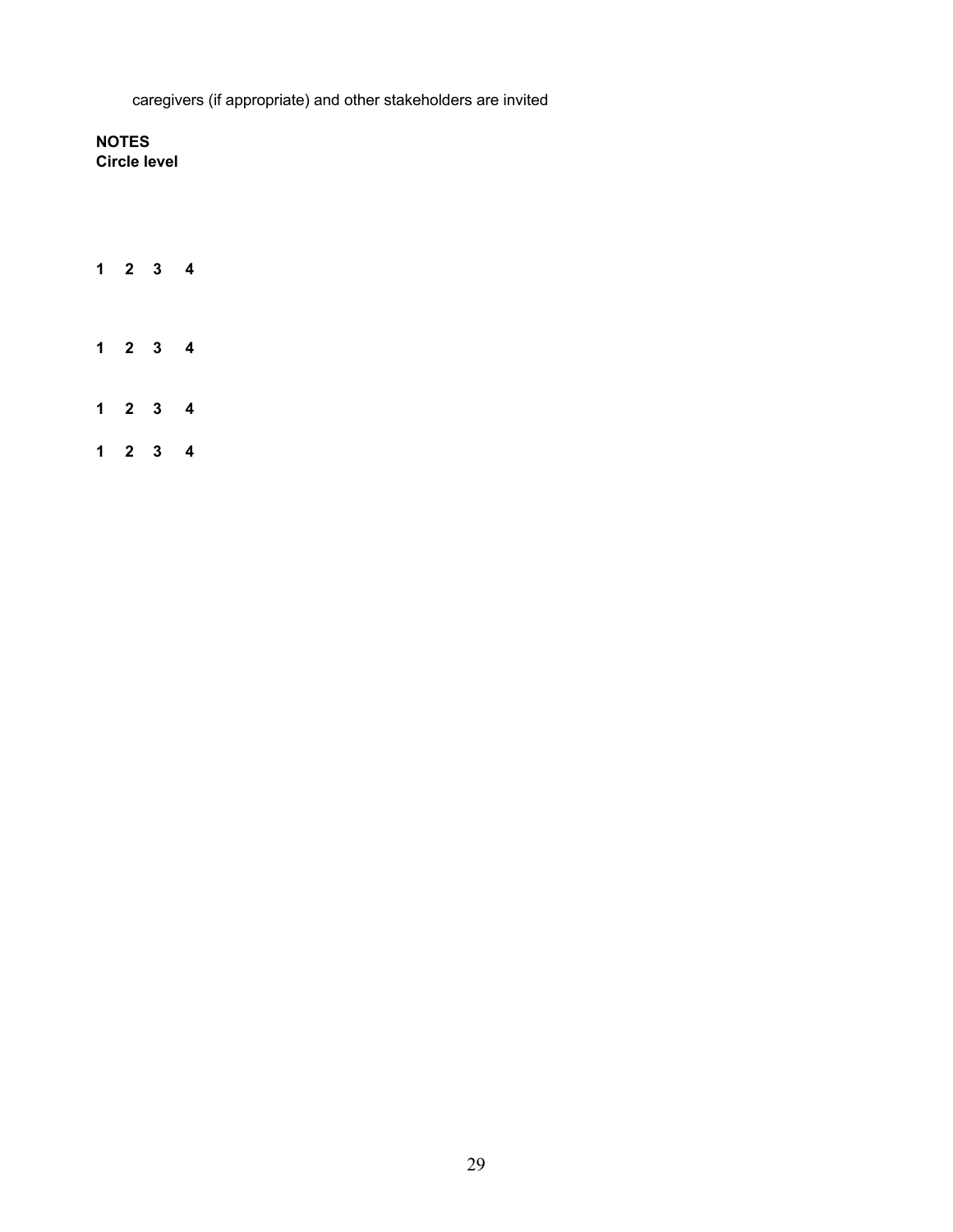caregivers (if appropriate) and other stakeholders are invited

**NOTES**
**Circle level**

**1 2 3 4**

**1 2 3 4**

**1 2 3 4**

**1 2 3 4**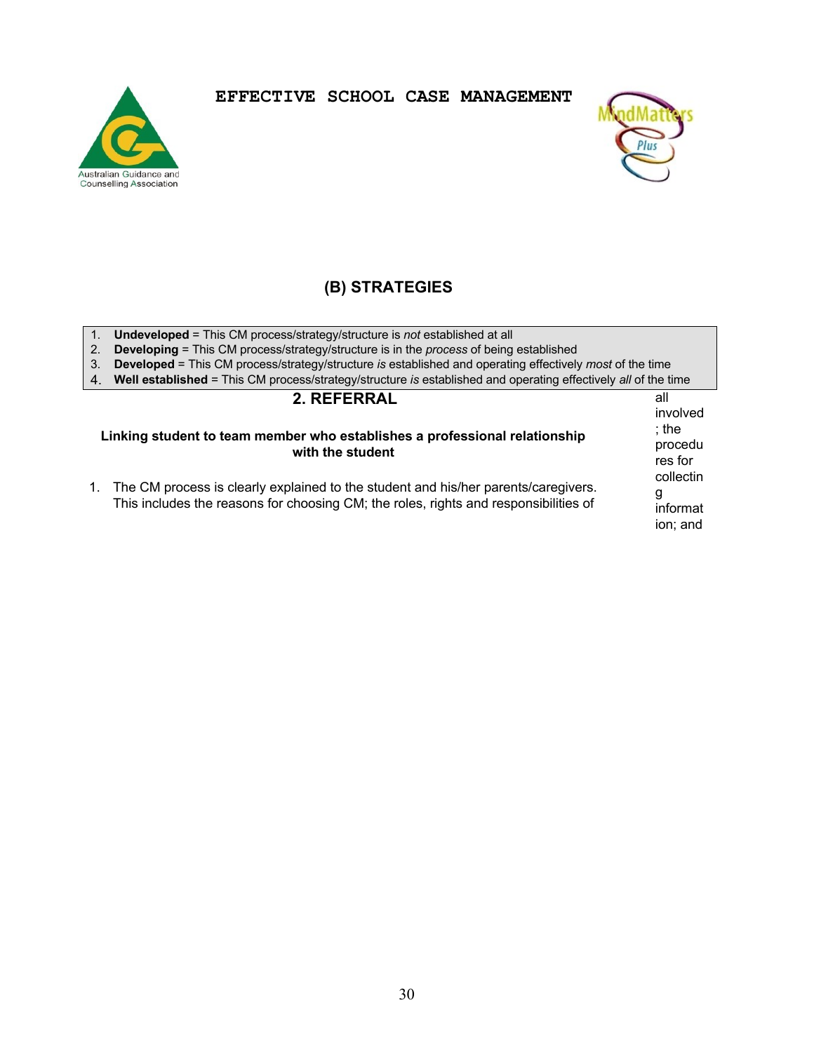# EFFECTIVE SCHOOL CASE MANAGEMENT

## (B) STRATEGIES

1. **Undeveloped** = This CM process/strategy/structure is *not* established at all
2. **Developing** = This CM process/strategy/structure is in the *process* of being established
3. **Developed** = This CM process/strategy/structure *is* established and operating effectively *most* of the time
4. **Well established** = This CM process/strategy/structure *is* established and operating effectively *all* of the time

### 2. REFERRAL

**Linking student to team member who establishes a professional relationship with the student**

1. The CM process is clearly explained to the student and his/her parents/caregivers. This includes the reasons for choosing CM; the roles, rights and responsibilities of all involved; the procedures for collecting information; and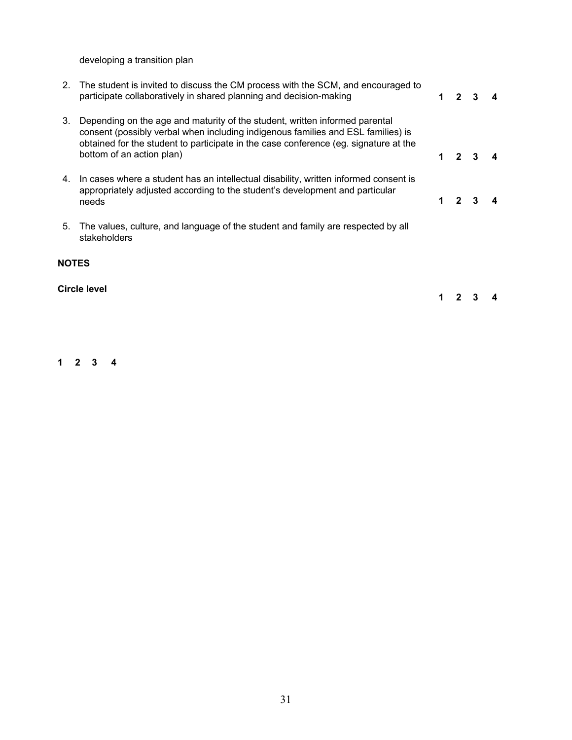developing a transition plan

2. The student is invited to discuss the CM process with the SCM, and encouraged to participate collaboratively in shared planning and decision-making **1 2 3 4**

3. Depending on the age and maturity of the student, written informed parental consent (possibly verbal when including indigenous families and ESL families) is obtained for the student to participate in the case conference (eg. signature at the bottom of an action plan) **1 2 3 4**

4. In cases where a student has an intellectual disability, written informed consent is appropriately adjusted according to the student's development and particular needs **1 2 3 4**

5. The values, culture, and language of the student and family are respected by all stakeholders

**NOTES**

**Circle level** **1 2 3 4**

**1 2 3 4**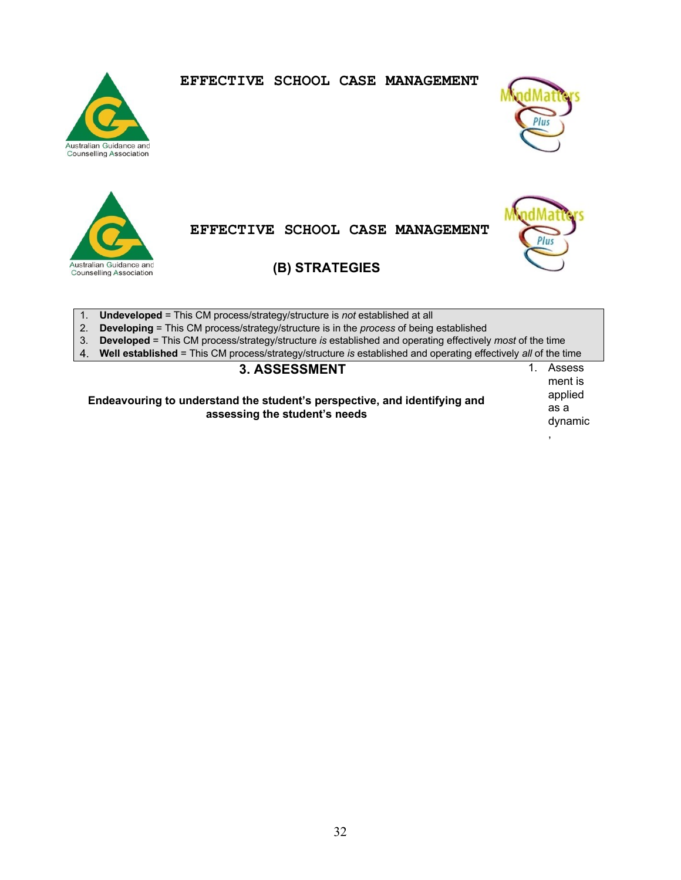# EFFECTIVE SCHOOL CASE MANAGEMENT

# EFFECTIVE SCHOOL CASE MANAGEMENT

## (B) STRATEGIES

1. **Undeveloped** = This CM process/strategy/structure is *not* established at all
2. **Developing** = This CM process/strategy/structure is in the *process* of being established
3. **Developed** = This CM process/strategy/structure *is* established and operating effectively *most* of the time
4. **Well established** = This CM process/strategy/structure *is* established and operating effectively *all* of the time

### 3. ASSESSMENT

**Endeavouring to understand the student's perspective, and identifying and assessing the student's needs**

1. Assessment is applied as a dynamic ,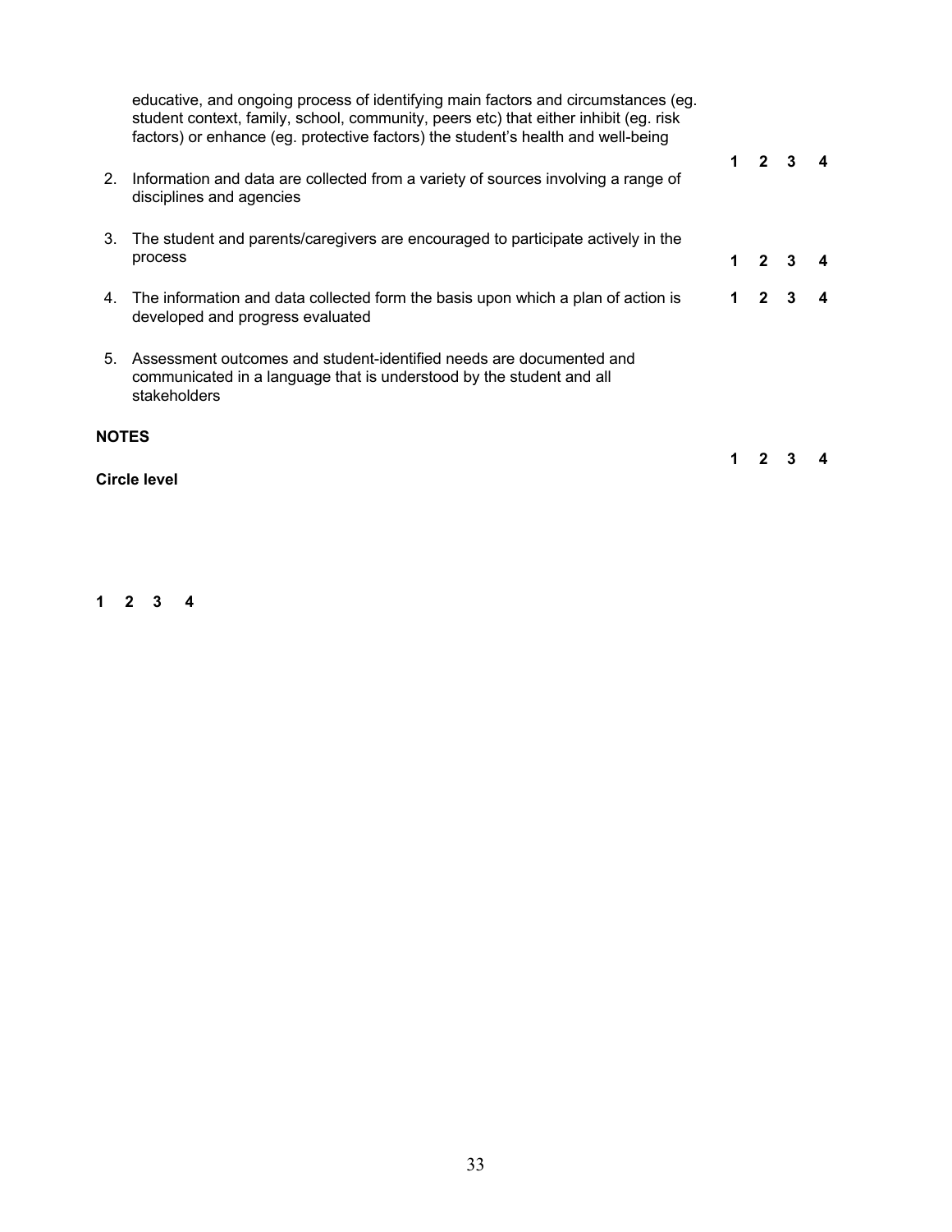educative, and ongoing process of identifying main factors and circumstances (eg. student context, family, school, community, peers etc) that either inhibit (eg. risk factors) or enhance (eg. protective factors) the student's health and well-being

**1 2 3 4**

2. Information and data are collected from a variety of sources involving a range of disciplines and agencies

3. The student and parents/caregivers are encouraged to participate actively in the process

**1 2 3 4**

4. The information and data collected form the basis upon which a plan of action is developed and progress evaluated

**1 2 3 4**

5. Assessment outcomes and student-identified needs are documented and communicated in a language that is understood by the student and all stakeholders

**NOTES**

**1 2 3 4**

**Circle level**

**1 2 3 4**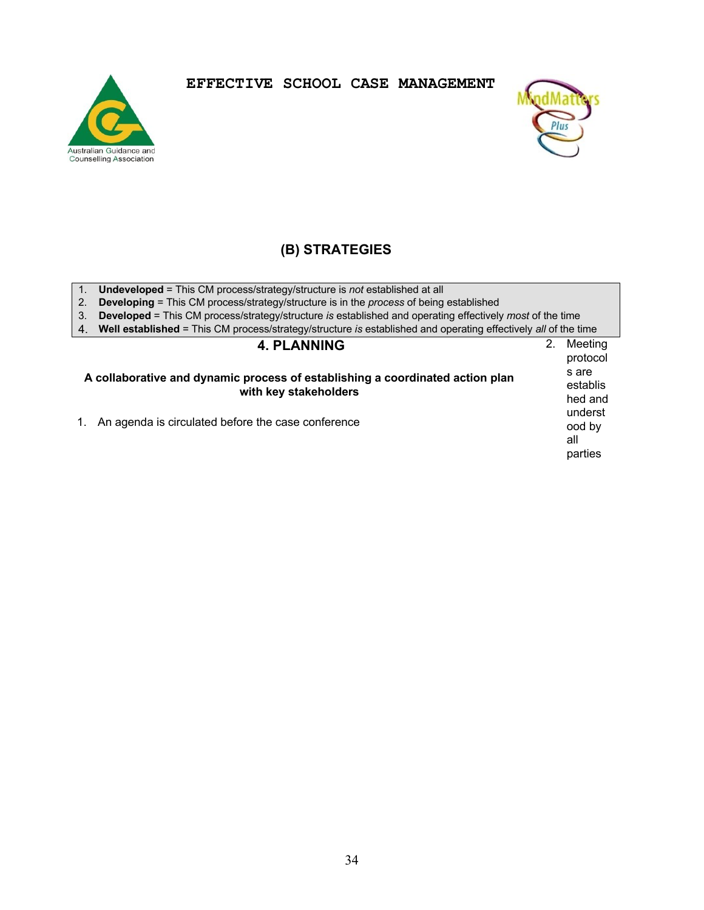**EFFECTIVE SCHOOL CASE MANAGEMENT**

## (B) STRATEGIES

1. **Undeveloped** = This CM process/strategy/structure is *not* established at all
2. **Developing** = This CM process/strategy/structure is in the *process* of being established
3. **Developed** = This CM process/strategy/structure *is* established and operating effectively *most* of the time
4. **Well established** = This CM process/strategy/structure *is* established and operating effectively *all* of the time

### 4. PLANNING

**A collaborative and dynamic process of establishing a coordinated action plan with key stakeholders**

1. An agenda is circulated before the case conference
2. Meeting protocols are established and understood by all parties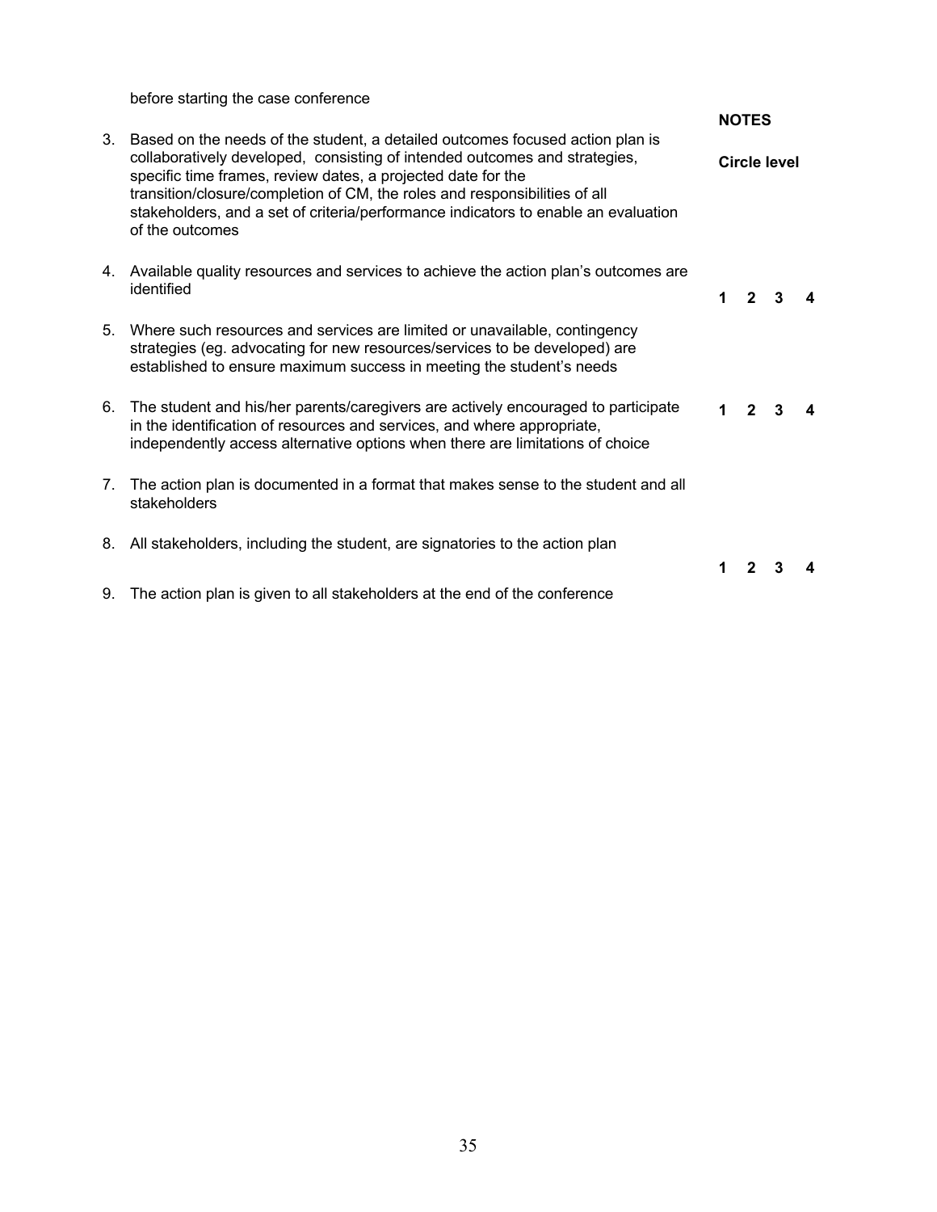before starting the case conference

**NOTES**

**Circle level**

3. Based on the needs of the student, a detailed outcomes focused action plan is collaboratively developed, consisting of intended outcomes and strategies, specific time frames, review dates, a projected date for the transition/closure/completion of CM, the roles and responsibilities of all stakeholders, and a set of criteria/performance indicators to enable an evaluation of the outcomes

4. Available quality resources and services to achieve the action plan's outcomes are identified

**1 2 3 4**

5. Where such resources and services are limited or unavailable, contingency strategies (eg. advocating for new resources/services to be developed) are established to ensure maximum success in meeting the student's needs

6. The student and his/her parents/caregivers are actively encouraged to participate in the identification of resources and services, and where appropriate, independently access alternative options when there are limitations of choice

**1 2 3 4**

7. The action plan is documented in a format that makes sense to the student and all stakeholders

8. All stakeholders, including the student, are signatories to the action plan

**1 2 3 4**

9. The action plan is given to all stakeholders at the end of the conference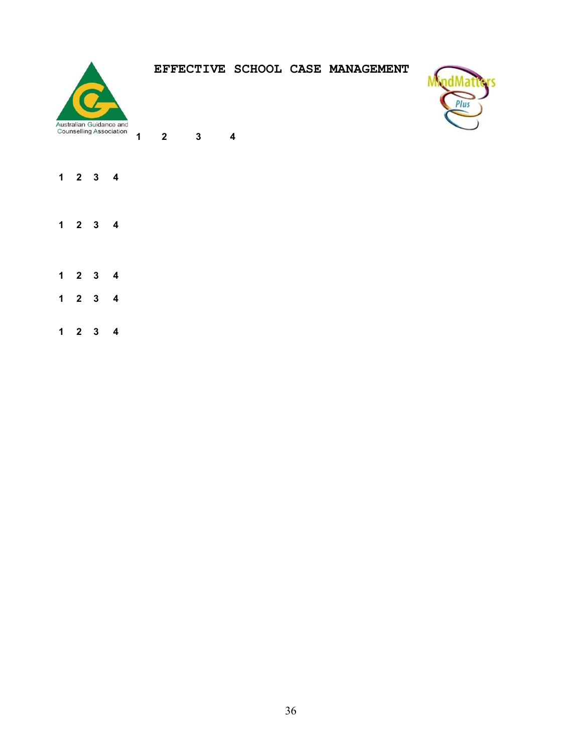# EFFECTIVE SCHOOL CASE MANAGEMENT

Australian Guidance and Counselling Association

**1 2 3 4**

**1 2 3 4**

**1 2 3 4**

**1 2 3 4**

**1 2 3 4**

**1 2 3 4**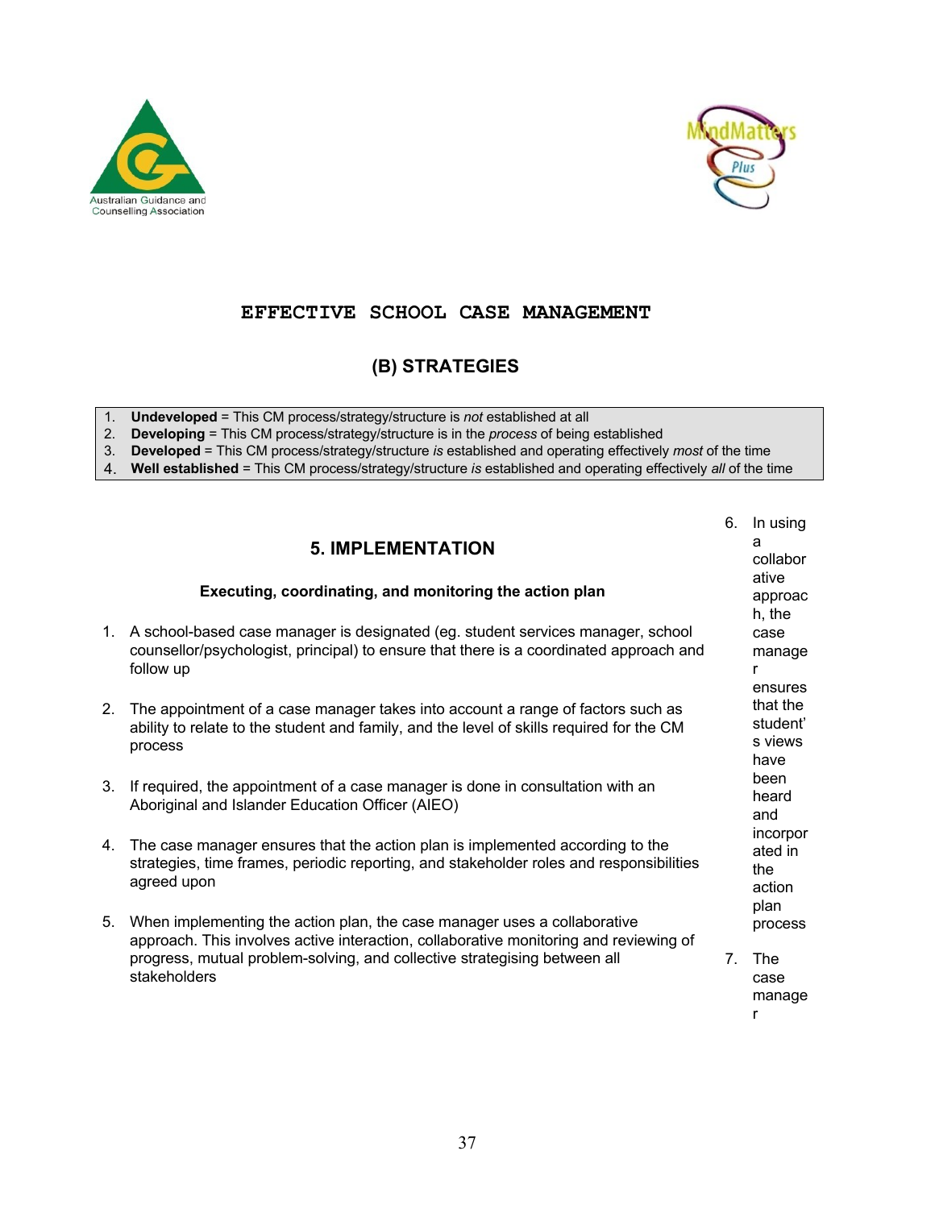# EFFECTIVE SCHOOL CASE MANAGEMENT

## (B) STRATEGIES

1. **Undeveloped** = This CM process/strategy/structure is *not* established at all
2. **Developing** = This CM process/strategy/structure is in the *process* of being established
3. **Developed** = This CM process/strategy/structure *is* established and operating effectively *most* of the time
4. **Well established** = This CM process/strategy/structure *is* established and operating effectively *all* of the time

### 5. IMPLEMENTATION

**Executing, coordinating, and monitoring the action plan**

1. A school-based case manager is designated (eg. student services manager, school counsellor/psychologist, principal) to ensure that there is a coordinated approach and follow up

2. The appointment of a case manager takes into account a range of factors such as ability to relate to the student and family, and the level of skills required for the CM process

3. If required, the appointment of a case manager is done in consultation with an Aboriginal and Islander Education Officer (AIEO)

4. The case manager ensures that the action plan is implemented according to the strategies, time frames, periodic reporting, and stakeholder roles and responsibilities agreed upon

5. When implementing the action plan, the case manager uses a collaborative approach. This involves active interaction, collaborative monitoring and reviewing of progress, mutual problem-solving, and collective strategising between all stakeholders

6. In using a collaborative approach, the case manager ensures that the student's views have been heard and incorporated in the action plan process

7. The case manager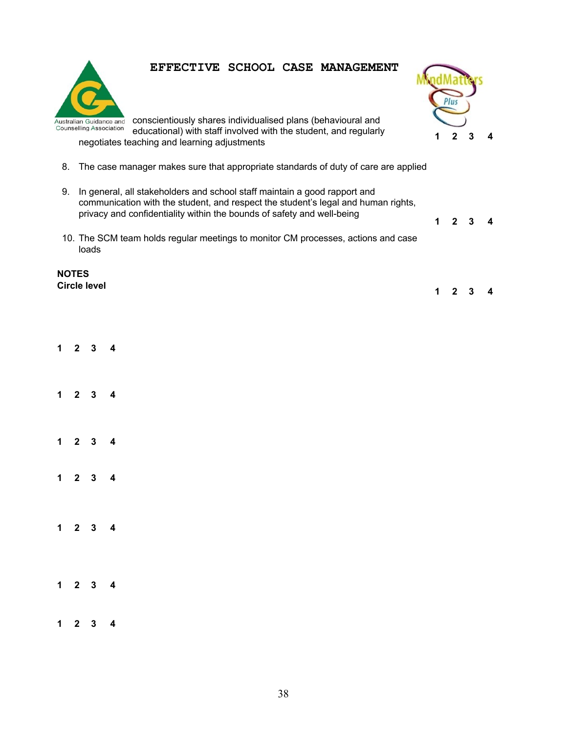# EFFECTIVE SCHOOL CASE MANAGEMENT

conscientiously shares individualised plans (behavioural and educational) with staff involved with the student, and regularly negotiates teaching and learning adjustments **1 2 3 4**

8. The case manager makes sure that appropriate standards of duty of care are applied **1 2 3 4**

9. In general, all stakeholders and school staff maintain a good rapport and communication with the student, and respect the student's legal and human rights, privacy and confidentiality within the bounds of safety and well-being **1 2 3 4**

10. The SCM team holds regular meetings to monitor CM processes, actions and case loads **1 2 3 4**

**NOTES**

**Circle level**

**1 2 3 4**

**1 2 3 4**

**1 2 3 4**

**1 2 3 4**

**1 2 3 4**

**1 2 3 4**

**1 2 3 4**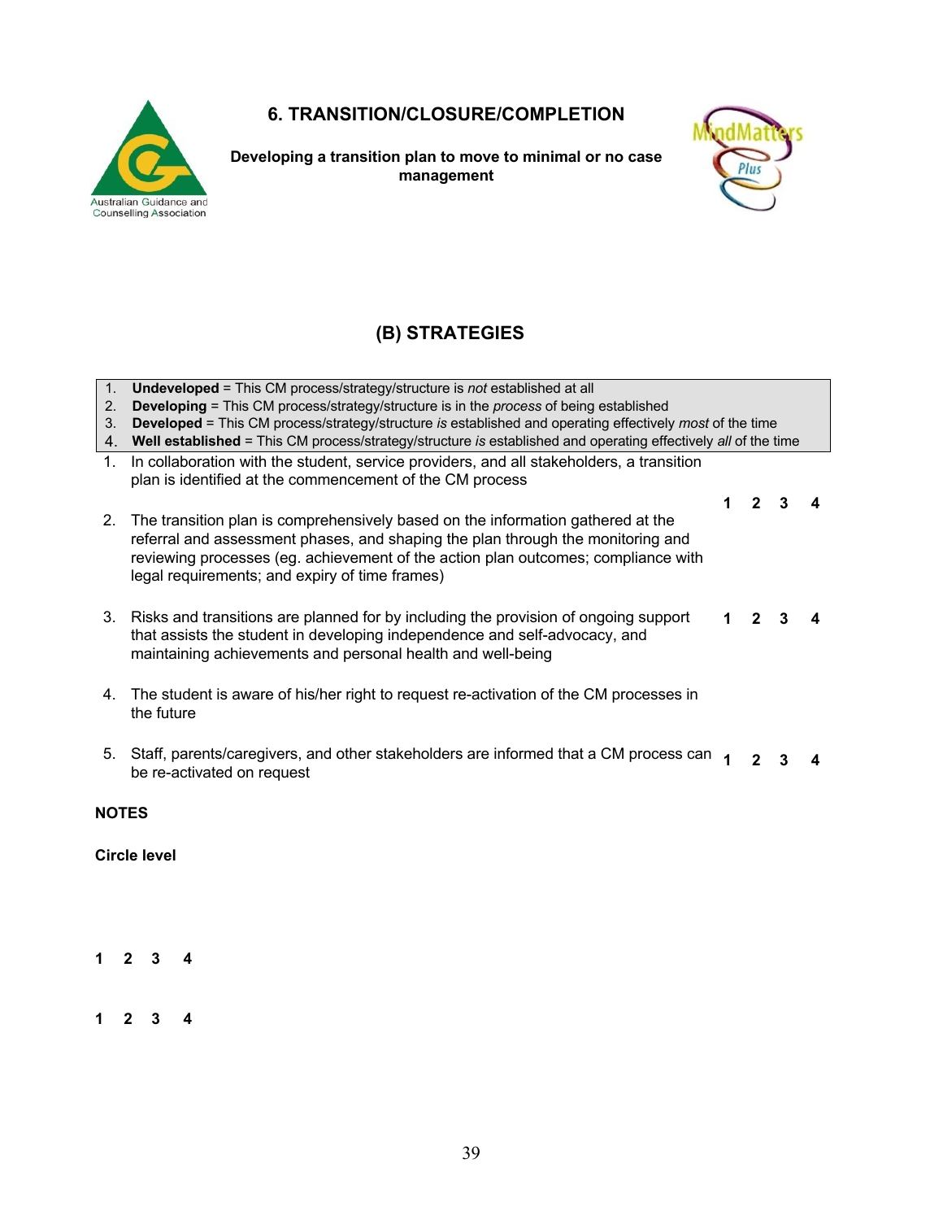# 6. TRANSITION/CLOSURE/COMPLETION

**Developing a transition plan to move to minimal or no case management**

## (B) STRATEGIES

1. **Undeveloped** = This CM process/strategy/structure is *not* established at all
2. **Developing** = This CM process/strategy/structure is in the *process* of being established
3. **Developed** = This CM process/strategy/structure *is* established and operating effectively *most* of the time
4. **Well established** = This CM process/strategy/structure *is* established and operating effectively *all* of the time

| Strategy | Circle level |
|---|---|
| 1. In collaboration with the student, service providers, and all stakeholders, a transition plan is identified at the commencement of the CM process | **1 2 3 4** |
| 2. The transition plan is comprehensively based on the information gathered at the referral and assessment phases, and shaping the plan through the monitoring and reviewing processes (eg. achievement of the action plan outcomes; compliance with legal requirements; and expiry of time frames) | |
| 3. Risks and transitions are planned for by including the provision of ongoing support that assists the student in developing independence and self-advocacy, and maintaining achievements and personal health and well-being | **1 2 3 4** |
| 4. The student is aware of his/her right to request re-activation of the CM processes in the future | |
| 5. Staff, parents/caregivers, and other stakeholders are informed that a CM process can be re-activated on request | **1 2 3 4** |

**NOTES**

**Circle level**

**1 2 3 4**

**1 2 3 4**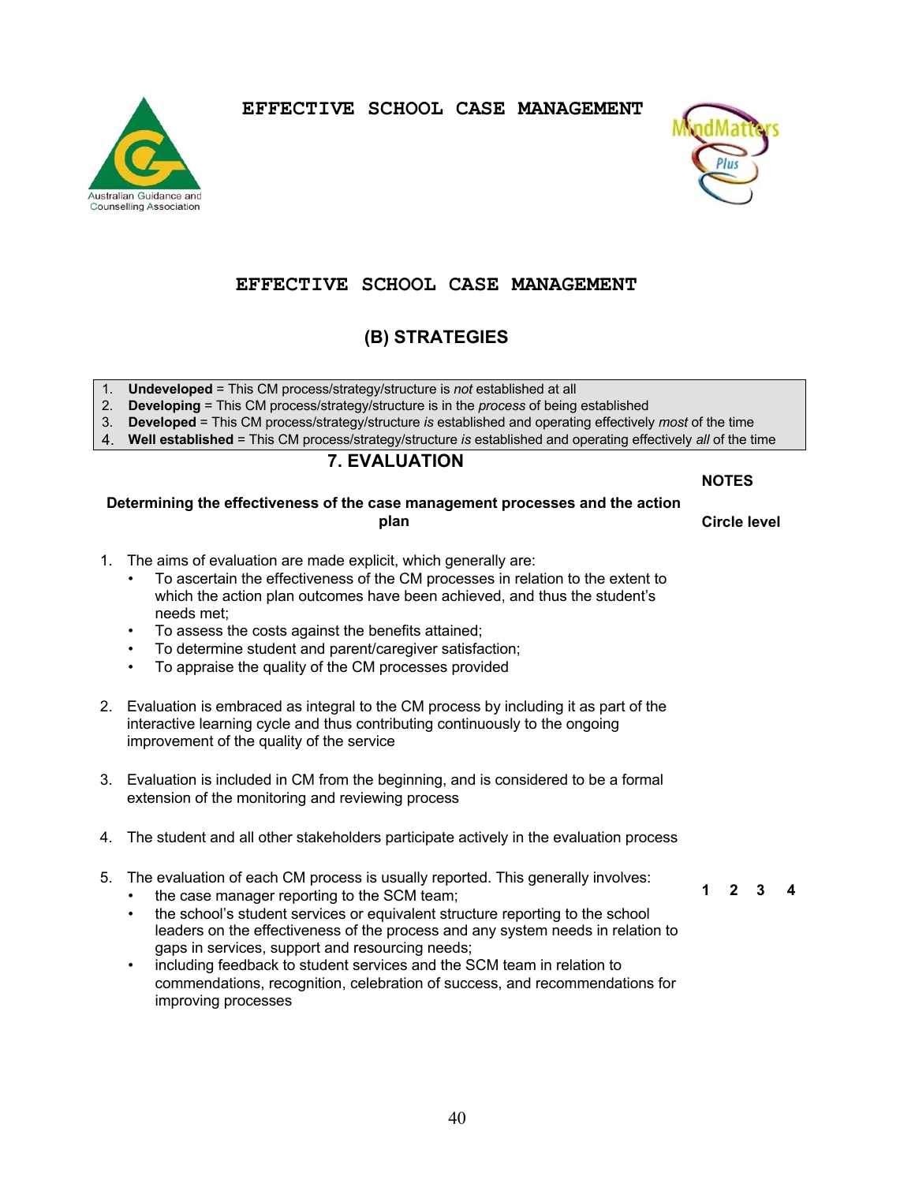# EFFECTIVE SCHOOL CASE MANAGEMENT

Australian Guidance and Counselling Association

## EFFECTIVE SCHOOL CASE MANAGEMENT

## (B) STRATEGIES

1. **Undeveloped** = This CM process/strategy/structure is *not* established at all
2. **Developing** = This CM process/strategy/structure is in the *process* of being established
3. **Developed** = This CM process/strategy/structure *is* established and operating effectively *most* of the time
4. **Well established** = This CM process/strategy/structure *is* established and operating effectively *all* of the time

### 7. EVALUATION

| **Determining the effectiveness of the case management processes and the action plan** | **NOTES** <br> **Circle level** |
|---|---|
| 1. The aims of evaluation are made explicit, which generally are:<br>• To ascertain the effectiveness of the CM processes in relation to the extent to which the action plan outcomes have been achieved, and thus the student's needs met;<br>• To assess the costs against the benefits attained;<br>• To determine student and parent/caregiver satisfaction;<br>• To appraise the quality of the CM processes provided<br><br>2. Evaluation is embraced as integral to the CM process by including it as part of the interactive learning cycle and thus contributing continuously to the ongoing improvement of the quality of the service<br><br>3. Evaluation is included in CM from the beginning, and is considered to be a formal extension of the monitoring and reviewing process<br><br>4. The student and all other stakeholders participate actively in the evaluation process<br><br>5. The evaluation of each CM process is usually reported. This generally involves:<br>• the case manager reporting to the SCM team;<br>• the school's student services or equivalent structure reporting to the school leaders on the effectiveness of the process and any system needs in relation to gaps in services, support and resourcing needs;<br>• including feedback to student services and the SCM team in relation to commendations, recognition, celebration of success, and recommendations for improving processes | **1 2 3 4** |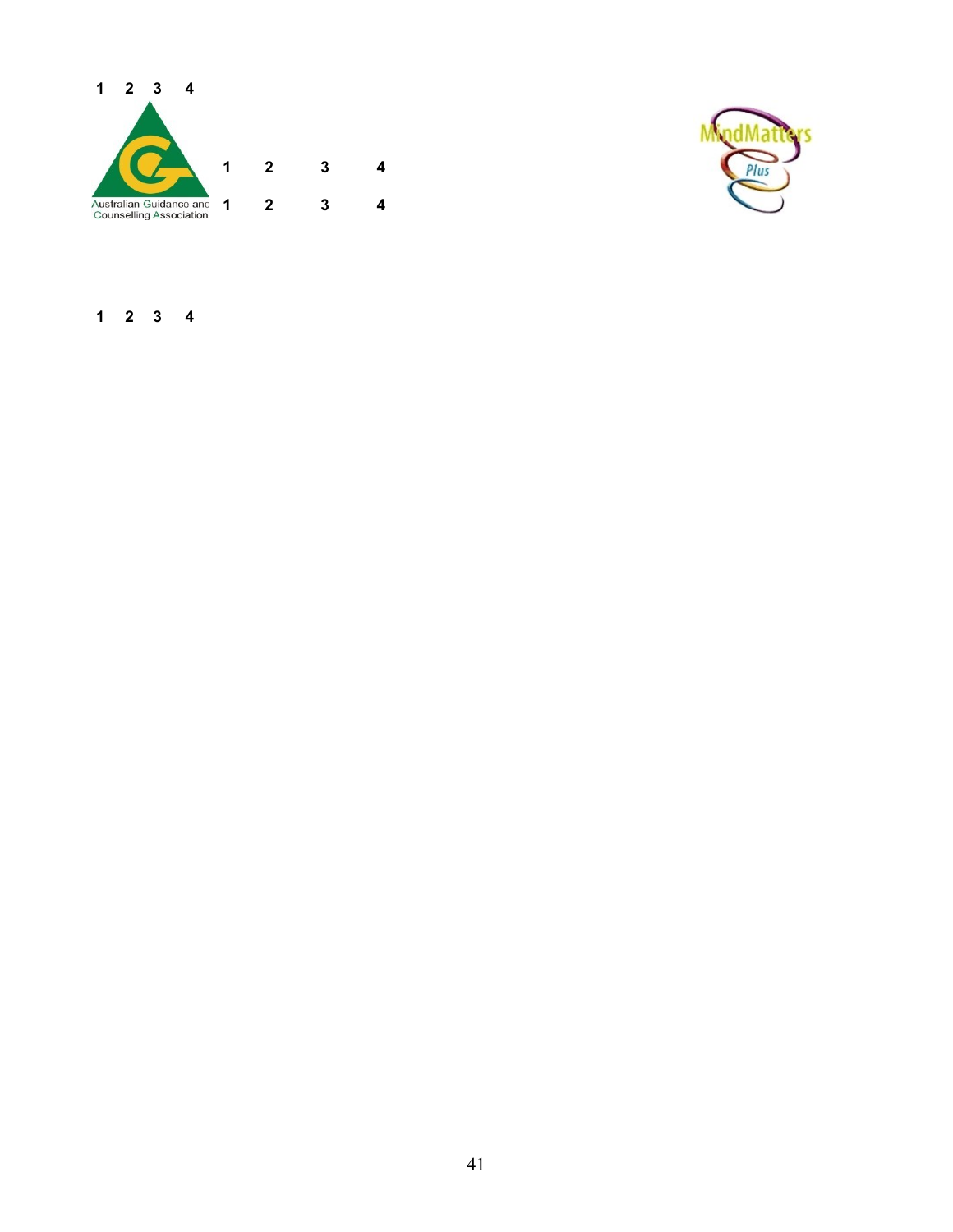1 2 3 4

Australian Guidance and Counselling Association

1 2 3 4

1 2 3 4

MindMatters Plus

1 2 3 4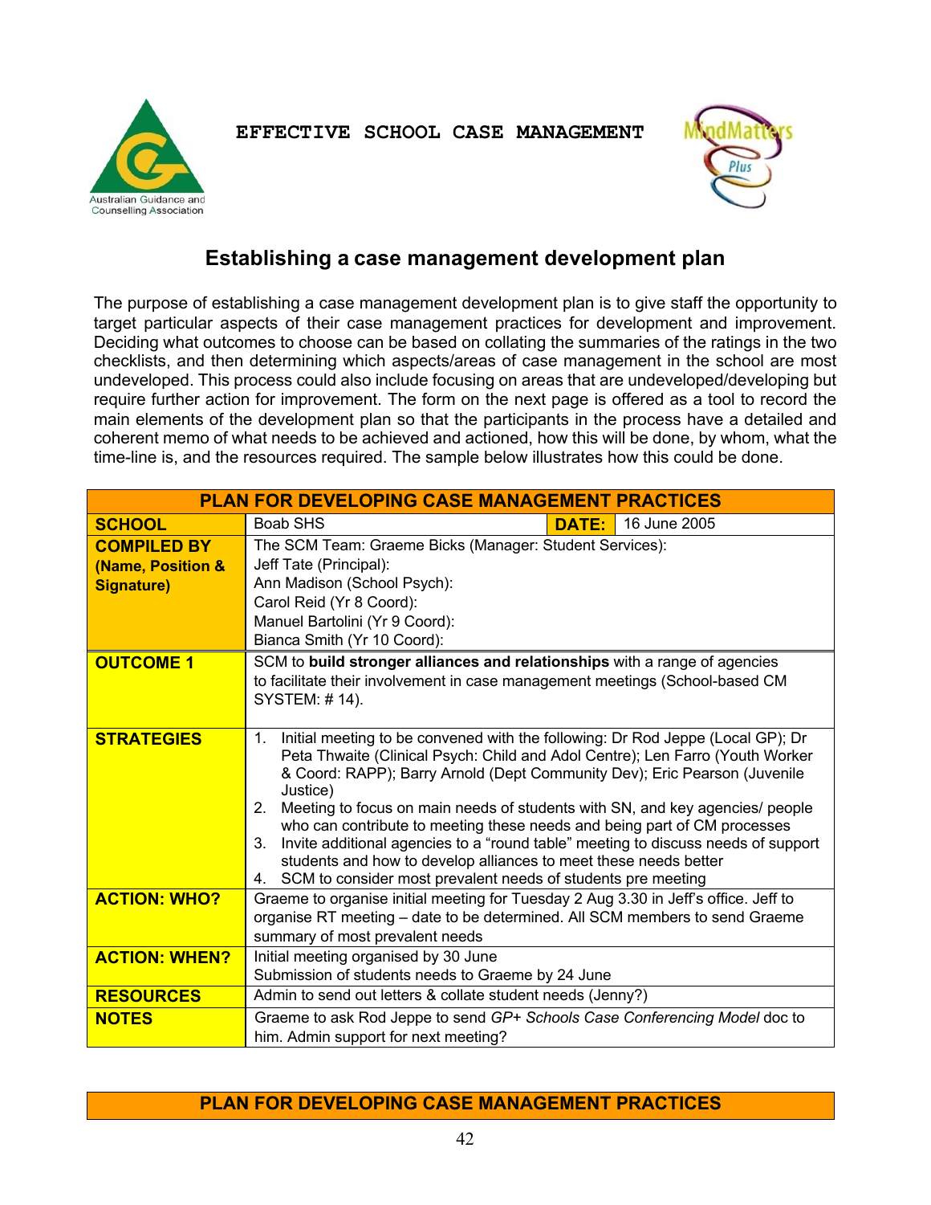EFFECTIVE SCHOOL CASE MANAGEMENT

## Establishing a case management development plan

The purpose of establishing a case management development plan is to give staff the opportunity to target particular aspects of their case management practices for development and improvement. Deciding what outcomes to choose can be based on collating the summaries of the ratings in the two checklists, and then determining which aspects/areas of case management in the school are most undeveloped. This process could also include focusing on areas that are undeveloped/developing but require further action for improvement. The form on the next page is offered as a tool to record the main elements of the development plan so that the participants in the process have a detailed and coherent memo of what needs to be achieved and actioned, how this will be done, by whom, what the time-line is, and the resources required. The sample below illustrates how this could be done.

| PLAN FOR DEVELOPING CASE MANAGEMENT PRACTICES | | | |
|---|---|---|---|
| **SCHOOL** | Boab SHS | **DATE:** | 16 June 2005 |
| **COMPILED BY (Name, Position & Signature)** | The SCM Team: Graeme Bicks (Manager: Student Services):<br>Jeff Tate (Principal):<br>Ann Madison (School Psych):<br>Carol Reid (Yr 8 Coord):<br>Manuel Bartolini (Yr 9 Coord):<br>Bianca Smith (Yr 10 Coord): | | |
| **OUTCOME 1** | SCM to **build stronger alliances and relationships** with a range of agencies to facilitate their involvement in case management meetings (School-based CM SYSTEM: # 14). | | |
| **STRATEGIES** | 1. Initial meeting to be convened with the following: Dr Rod Jeppe (Local GP); Dr Peta Thwaite (Clinical Psych: Child and Adol Centre); Len Farro (Youth Worker & Coord: RAPP); Barry Arnold (Dept Community Dev); Eric Pearson (Juvenile Justice)<br>2. Meeting to focus on main needs of students with SN, and key agencies/ people who can contribute to meeting these needs and being part of CM processes<br>3. Invite additional agencies to a "round table" meeting to discuss needs of support students and how to develop alliances to meet these needs better<br>4. SCM to consider most prevalent needs of students pre meeting | | |
| **ACTION: WHO?** | Graeme to organise initial meeting for Tuesday 2 Aug 3.30 in Jeff's office. Jeff to organise RT meeting – date to be determined. All SCM members to send Graeme summary of most prevalent needs | | |
| **ACTION: WHEN?** | Initial meeting organised by 30 June<br>Submission of students needs to Graeme by 24 June | | |
| **RESOURCES** | Admin to send out letters & collate student needs (Jenny?) | | |
| **NOTES** | Graeme to ask Rod Jeppe to send *GP+ Schools Case Conferencing Model* doc to him. Admin support for next meeting? | | |

| PLAN FOR DEVELOPING CASE MANAGEMENT PRACTICES |
|---|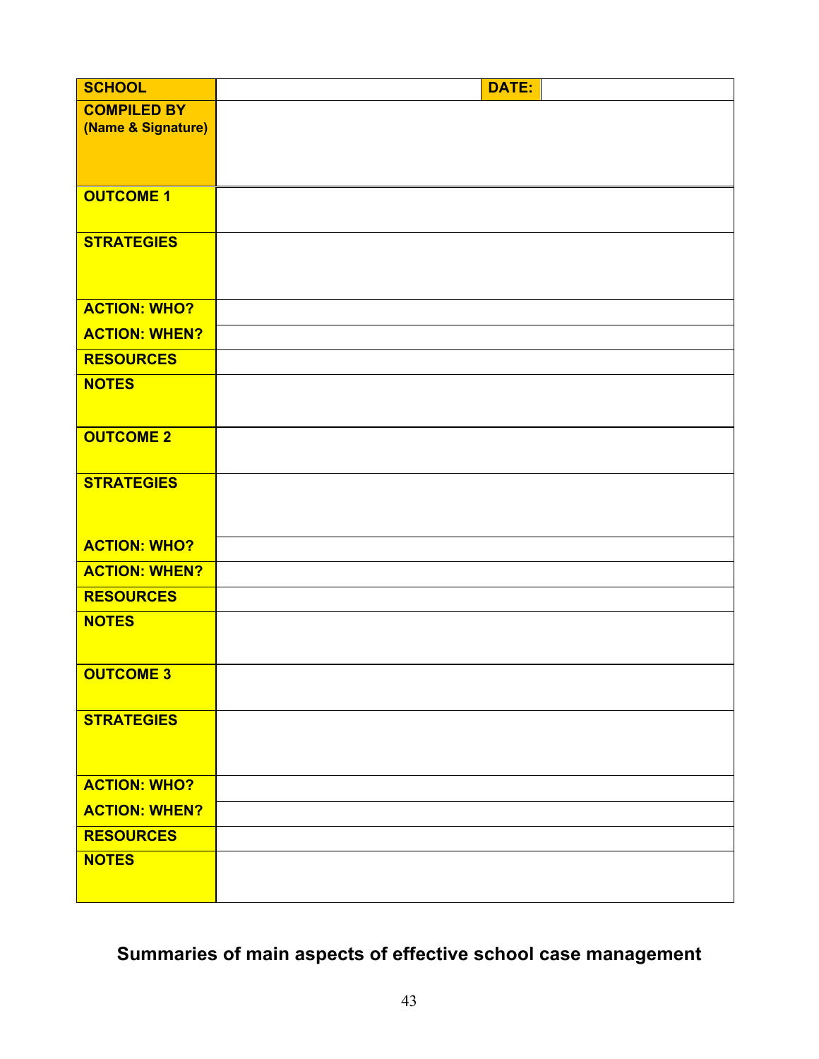| **SCHOLL** | | **DATE:** | |
|---|---|---|---|
| **COMPILED BY (Name & Signature)** | | | |
| **OUTCOME 1** | | | |
| **STRATEGIES** | | | |
| **ACTION: WHO?** | | | |
| **ACTION: WHEN?** | | | |
| **RESOURCES** | | | |
| **NOTES** | | | |
| **OUTCOME 2** | | | |
| **STRATEGIES** | | | |
| **ACTION: WHO?** | | | |
| **ACTION: WHEN?** | | | |
| **RESOURCES** | | | |
| **NOTES** | | | |
| **OUTCOME 3** | | | |
| **STRATEGIES** | | | |
| **ACTION: WHO?** | | | |
| **ACTION: WHEN?** | | | |
| **RESOURCES** | | | |
| **NOTES** | | | |

## Summaries of main aspects of effective school case management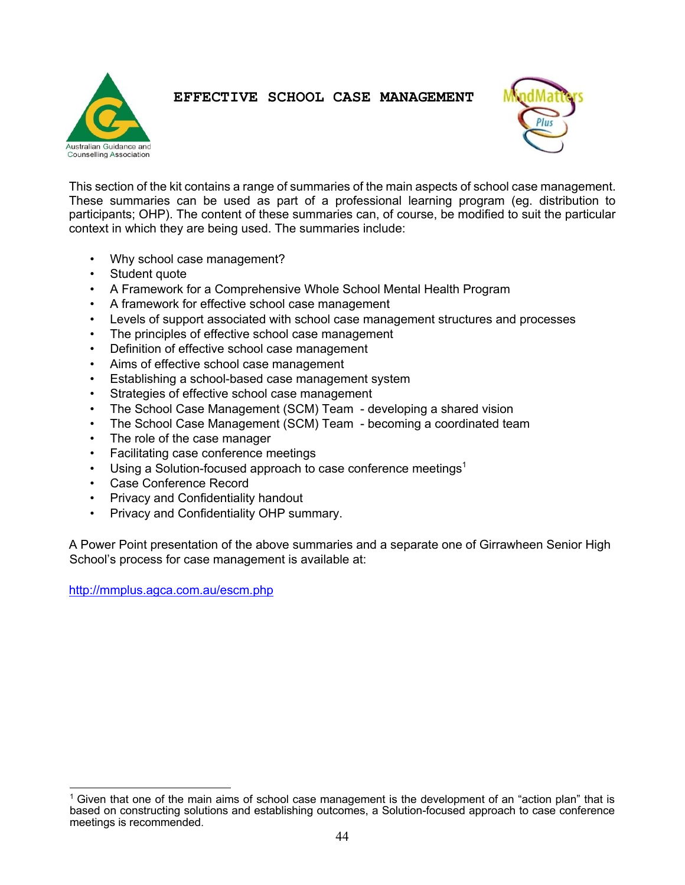# EFFECTIVE SCHOOL CASE MANAGEMENT

This section of the kit contains a range of summaries of the main aspects of school case management. These summaries can be used as part of a professional learning program (eg. distribution to participants; OHP). The content of these summaries can, of course, be modified to suit the particular context in which they are being used. The summaries include:

- Why school case management?
- Student quote
- A Framework for a Comprehensive Whole School Mental Health Program
- A framework for effective school case management
- Levels of support associated with school case management structures and processes
- The principles of effective school case management
- Definition of effective school case management
- Aims of effective school case management
- Establishing a school-based case management system
- Strategies of effective school case management
- The School Case Management (SCM) Team - developing a shared vision
- The School Case Management (SCM) Team - becoming a coordinated team
- The role of the case manager
- Facilitating case conference meetings
- Using a Solution-focused approach to case conference meetings[1]
- Case Conference Record
- Privacy and Confidentiality handout
- Privacy and Confidentiality OHP summary.

A Power Point presentation of the above summaries and a separate one of Girrawheen Senior High School's process for case management is available at:

http://mmplus.agca.com.au/escm.php

[1] Given that one of the main aims of school case management is the development of an "action plan" that is based on constructing solutions and establishing outcomes, a Solution-focused approach to case conference meetings is recommended.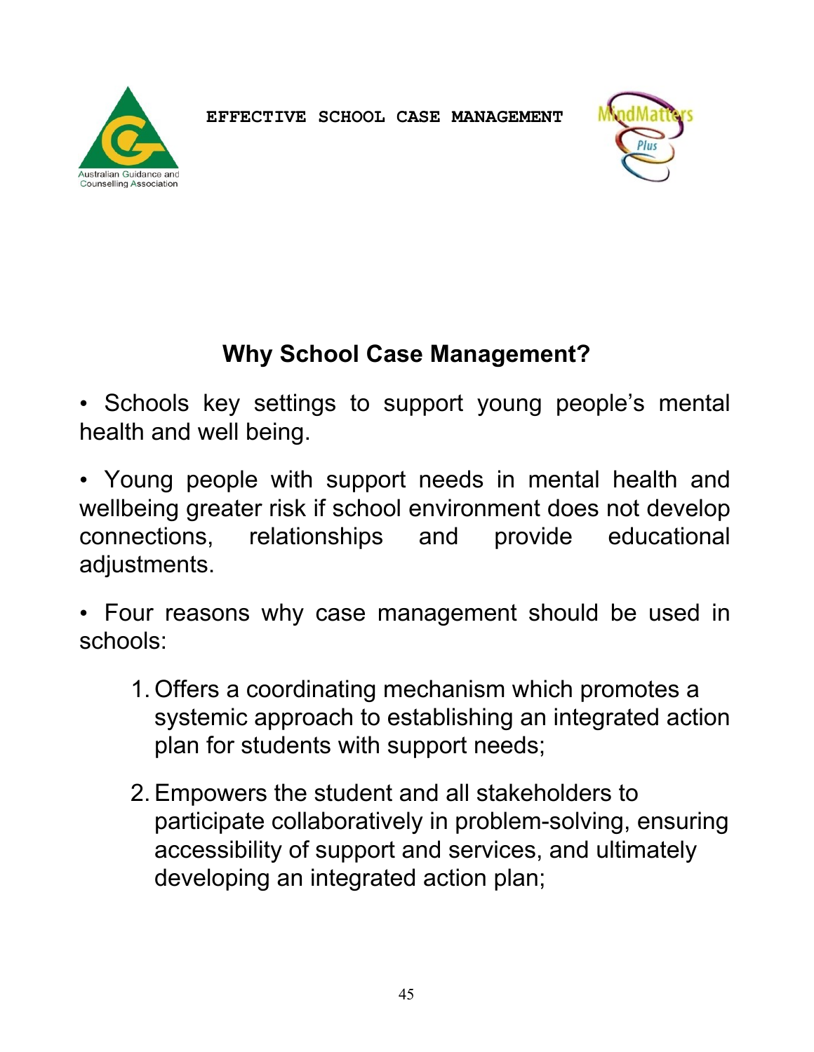## Why School Case Management?

- Schools key settings to support young people's mental health and well being.
- Young people with support needs in mental health and wellbeing greater risk if school environment does not develop connections, relationships and provide educational adjustments.
- Four reasons why case management should be used in schools:

1. Offers a coordinating mechanism which promotes a systemic approach to establishing an integrated action plan for students with support needs;
2. Empowers the student and all stakeholders to participate collaboratively in problem-solving, ensuring accessibility of support and services, and ultimately developing an integrated action plan;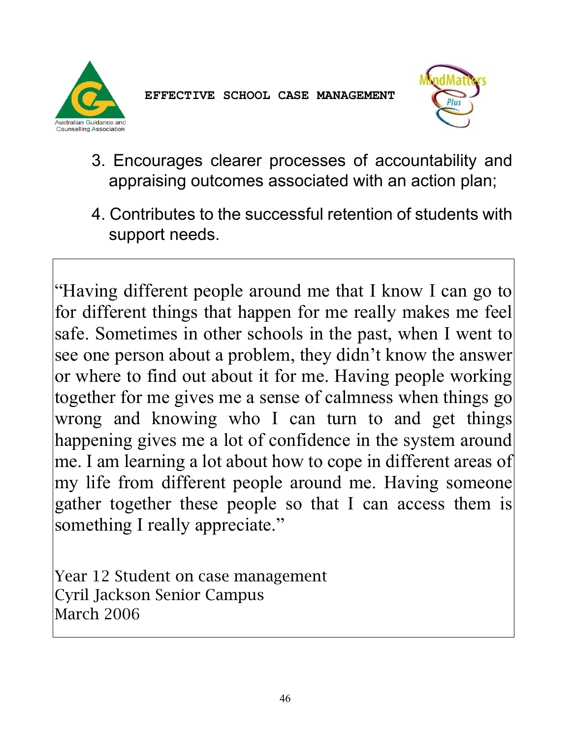3. Encourages clearer processes of accountability and appraising outcomes associated with an action plan;

4. Contributes to the successful retention of students with support needs.

> "Having different people around me that I know I can go to for different things that happen for me really makes me feel safe. Sometimes in other schools in the past, when I went to see one person about a problem, they didn't know the answer or where to find out about it for me. Having people working together for me gives me a sense of calmness when things go wrong and knowing who I can turn to and get things happening gives me a lot of confidence in the system around me. I am learning a lot about how to cope in different areas of my life from different people around me. Having someone gather together these people so that I can access them is something I really appreciate."
>
> Year 12 Student on case management
> Cyril Jackson Senior Campus
> March 2006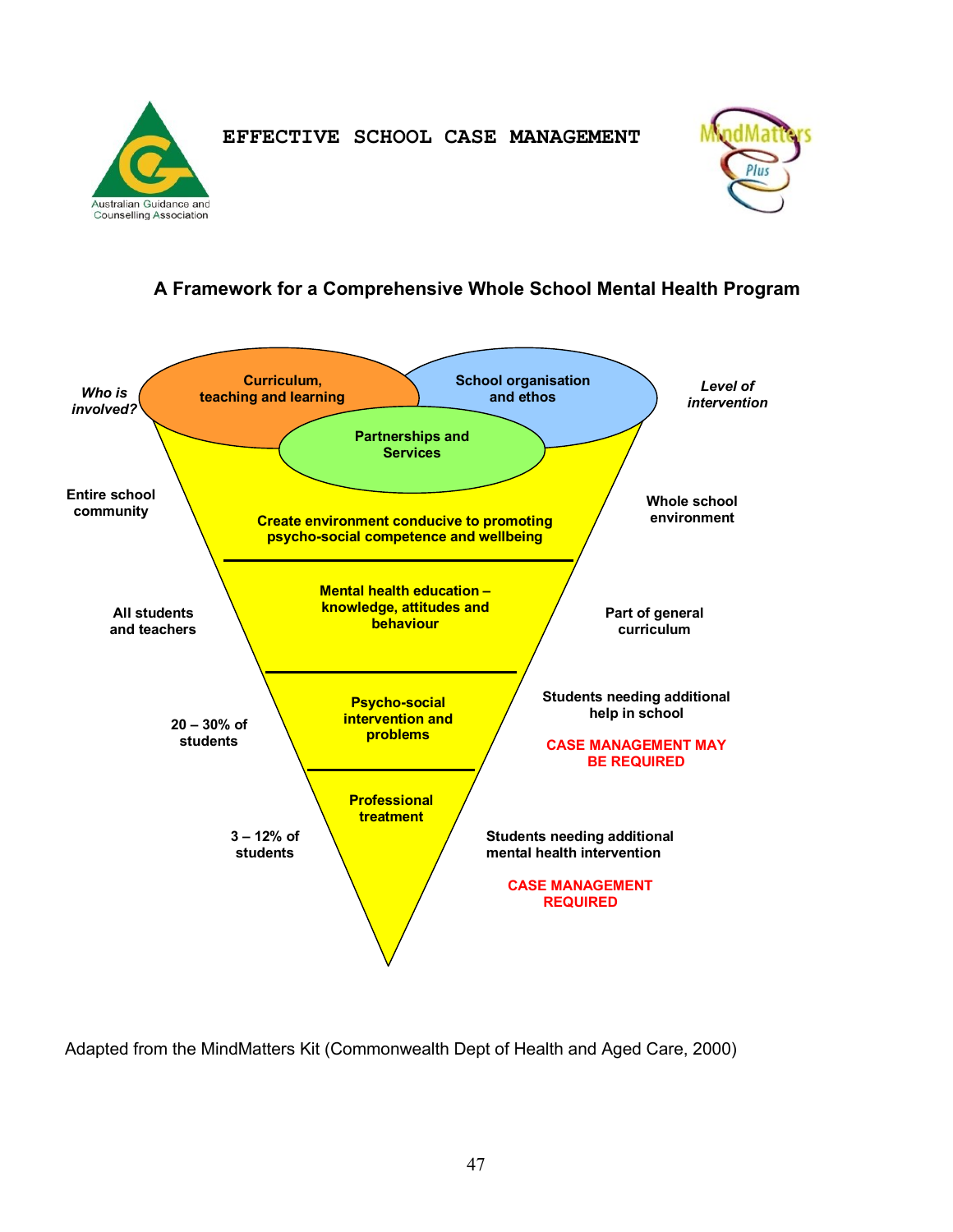EFFECTIVE SCHOOL CASE MANAGEMENT

## A Framework for a Comprehensive Whole School Mental Health Program

| *Who is involved?* | | *Level of intervention* |
|---|---|---|
| | Curriculum, teaching and learning / School organisation and ethos / Partnerships and Services | |
| Entire school community | Create environment conducive to promoting psycho-social competence and wellbeing | Whole school environment |
| All students and teachers | Mental health education – knowledge, attitudes and behaviour | Part of general curriculum |
| 20 – 30% of students | Psycho-social intervention and problems | Students needing additional help in school<br>CASE MANAGEMENT MAY BE REQUIRED |
| 3 – 12% of students | Professional treatment | Students needing additional mental health intervention<br>CASE MANAGEMENT REQUIRED |

Adapted from the MindMatters Kit (Commonwealth Dept of Health and Aged Care, 2000)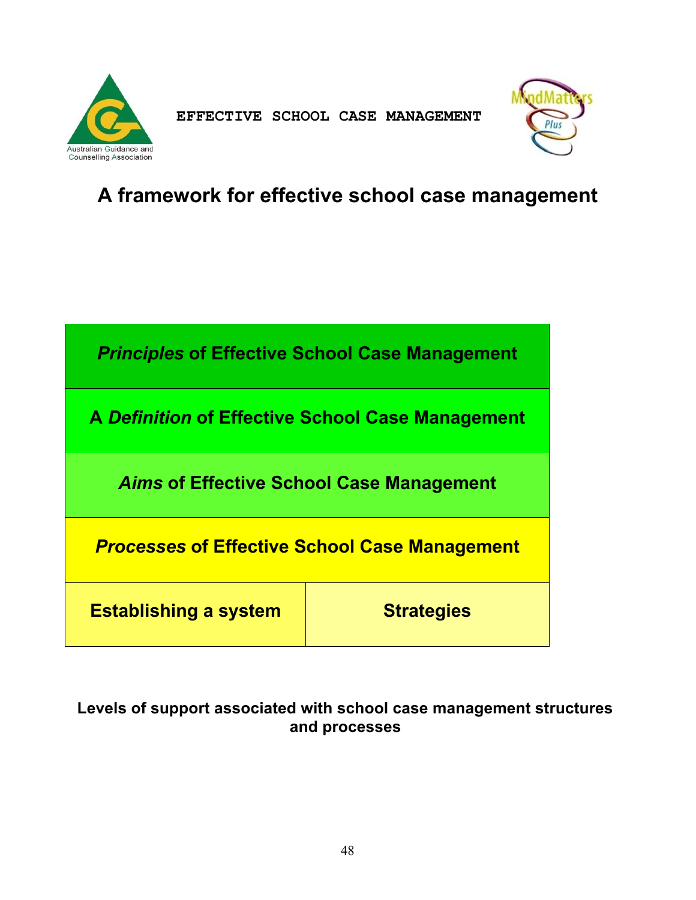# A framework for effective school case management

| *Principles* of Effective School Case Management | |
|---|---|
| A *Definition* of Effective School Case Management | |
| *Aims* of Effective School Case Management | |
| *Processes* of Effective School Case Management | |
| **Establishing a system** | **Strategies** |

**Levels of support associated with school case management structures and processes**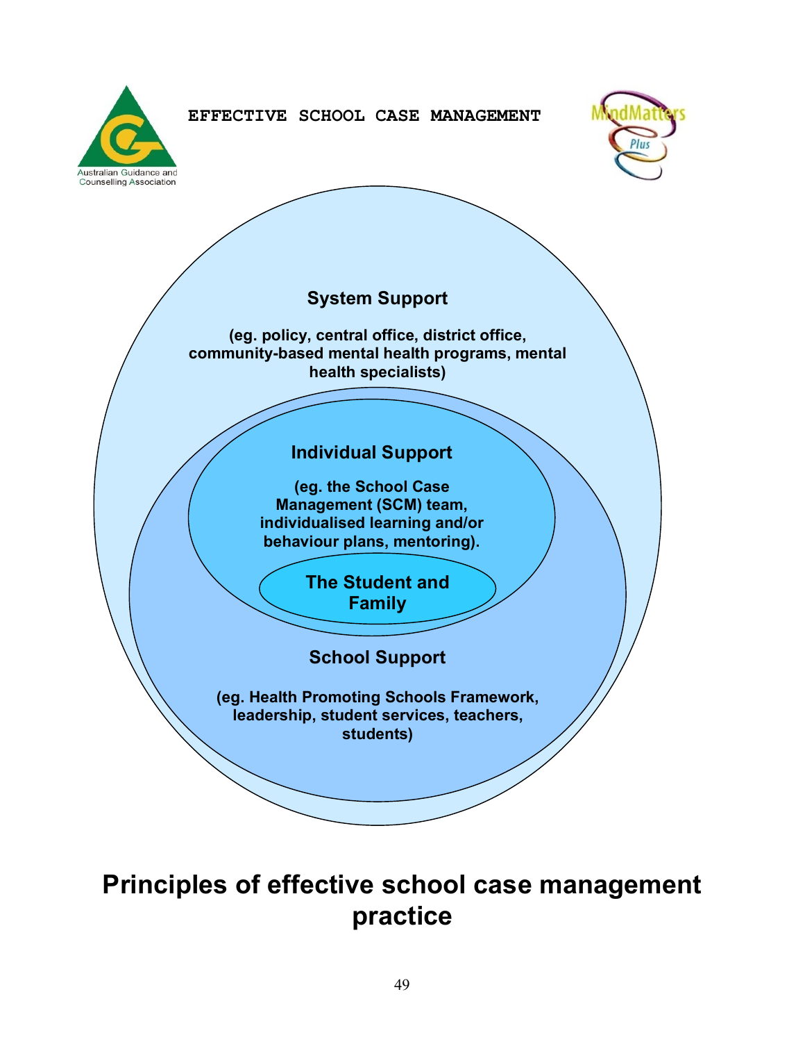EFFECTIVE SCHOOL CASE MANAGEMENT

**System Support**

**(eg. policy, central office, district office, community-based mental health programs, mental health specialists)**

**Individual Support**

**(eg. the School Case Management (SCM) team, individualised learning and/or behaviour plans, mentoring).**

**The Student and Family**

**School Support**

**(eg. Health Promoting Schools Framework, leadership, student services, teachers, students)**

# Principles of effective school case management practice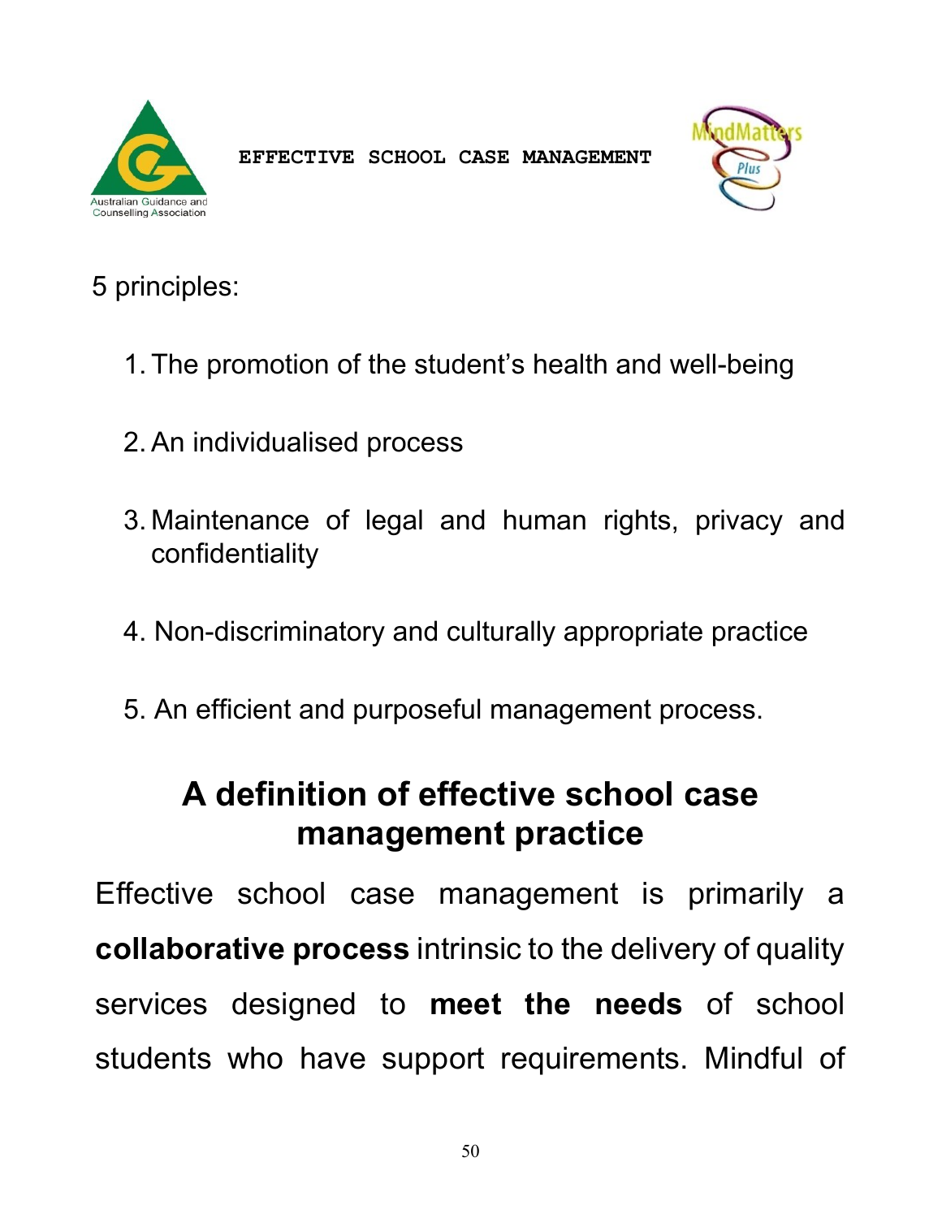5 principles:

1. The promotion of the student's health and well-being
2. An individualised process
3. Maintenance of legal and human rights, privacy and confidentiality
4. Non-discriminatory and culturally appropriate practice
5. An efficient and purposeful management process.

## A definition of effective school case management practice

Effective school case management is primarily a **collaborative process** intrinsic to the delivery of quality services designed to **meet the needs** of school students who have support requirements. Mindful of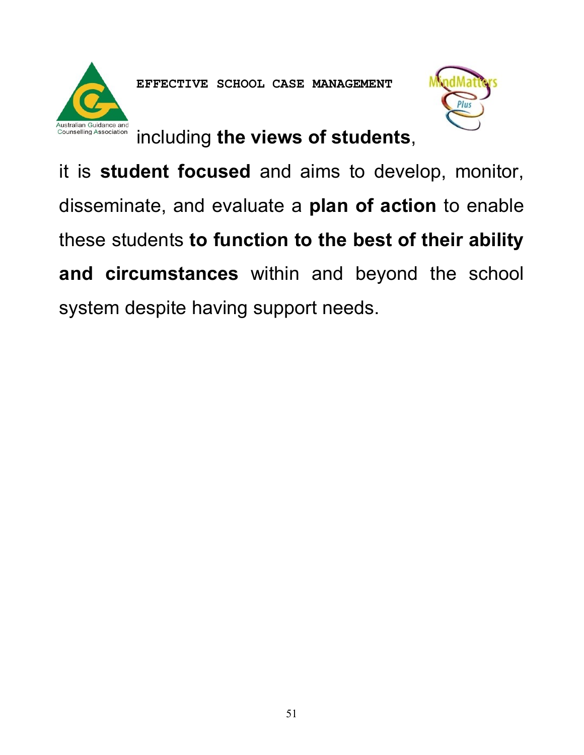including **the views of students**, it is **student focused** and aims to develop, monitor, disseminate, and evaluate a **plan of action** to enable these students **to function to the best of their ability and circumstances** within and beyond the school system despite having support needs.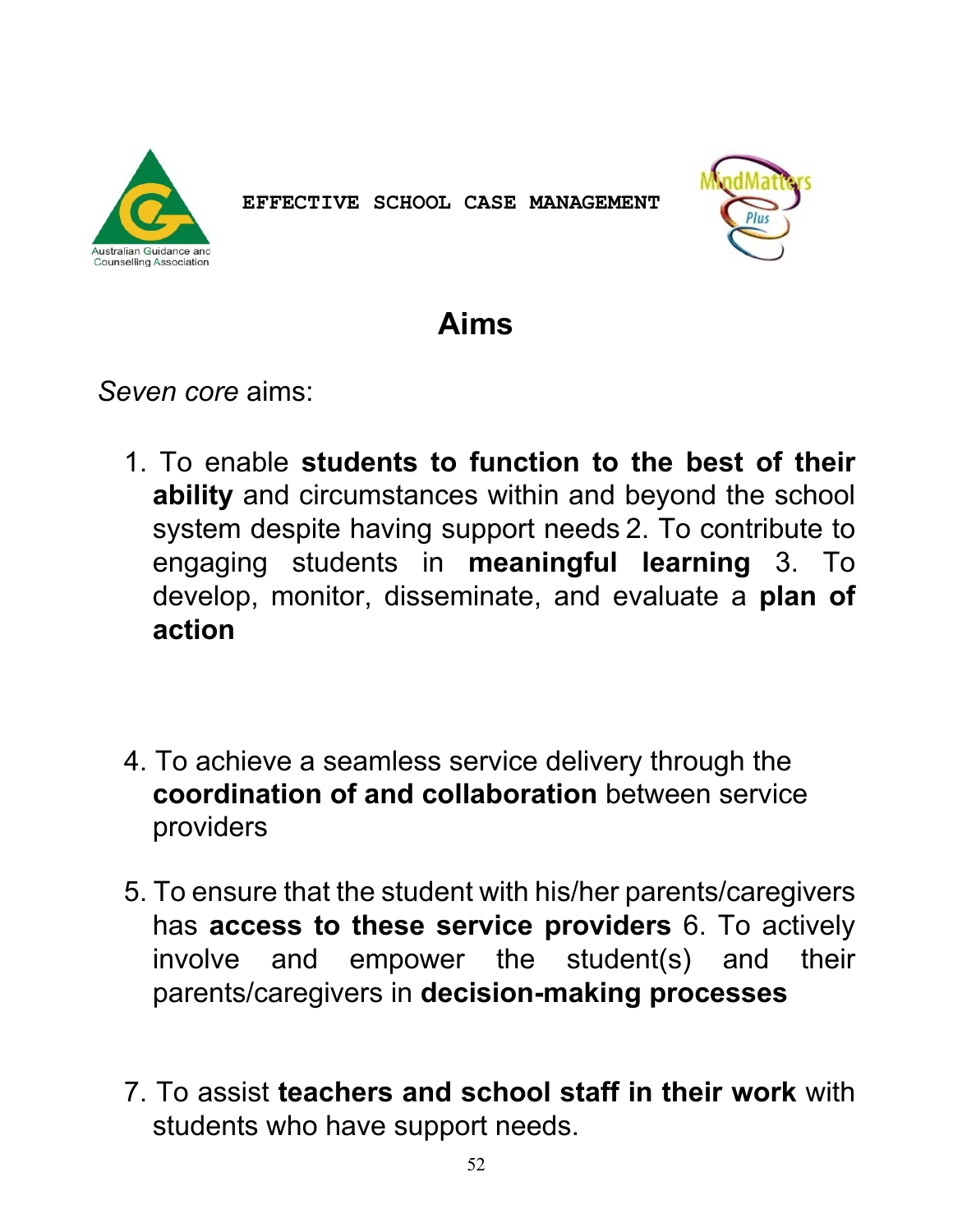## Aims

*Seven core* aims:

1. To enable **students to function to the best of their ability** and circumstances within and beyond the school system despite having support needs
2. To contribute to engaging students in **meaningful learning**
3. To develop, monitor, disseminate, and evaluate a **plan of action**
4. To achieve a seamless service delivery through the **coordination of and collaboration** between service providers
5. To ensure that the student with his/her parents/caregivers has **access to these service providers**
6. To actively involve and empower the student(s) and their parents/caregivers in **decision-making processes**
7. To assist **teachers and school staff in their work** with students who have support needs.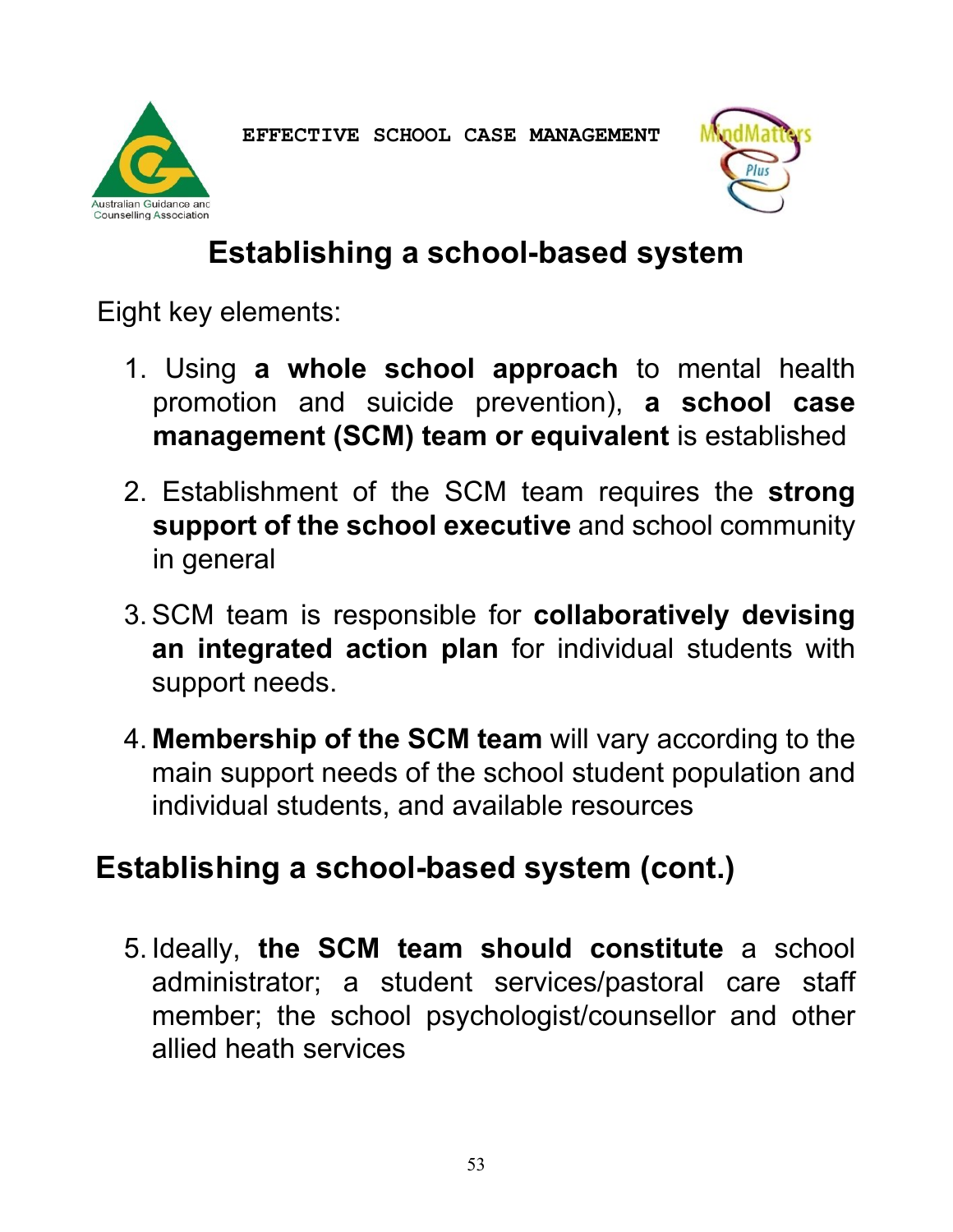# Establishing a school-based system

Eight key elements:

1. Using **a whole school approach** to mental health promotion and suicide prevention), **a school case management (SCM) team or equivalent** is established

2. Establishment of the SCM team requires the **strong support of the school executive** and school community in general

3. SCM team is responsible for **collaboratively devising an integrated action plan** for individual students with support needs.

4. **Membership of the SCM team** will vary according to the main support needs of the school student population and individual students, and available resources

## Establishing a school-based system (cont.)

5. Ideally, **the SCM team should constitute** a school administrator; a student services/pastoral care staff member; the school psychologist/counsellor and other allied heath services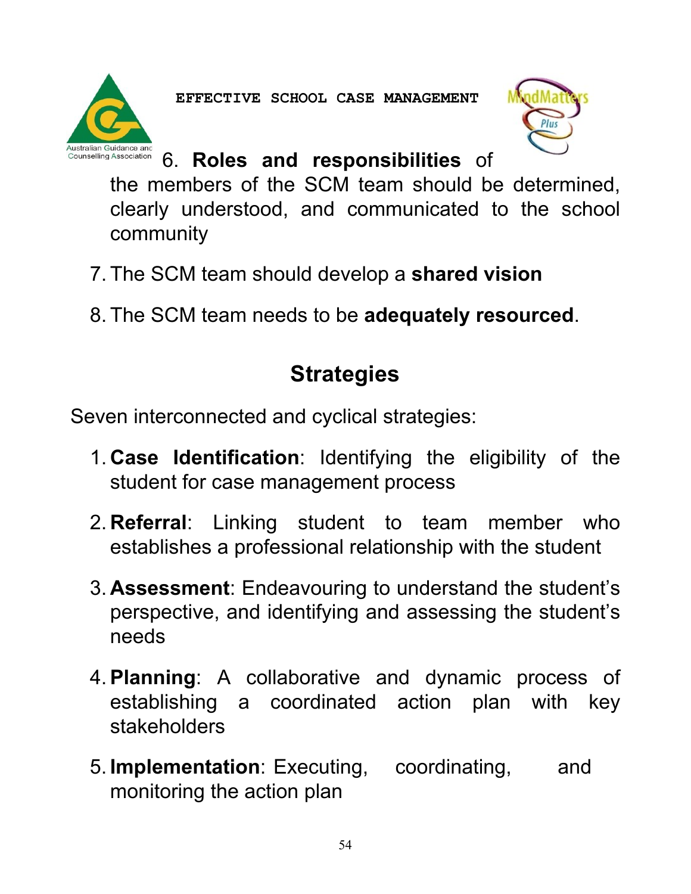6. **Roles and responsibilities** of the members of the SCM team should be determined, clearly understood, and communicated to the school community

7. The SCM team should develop a **shared vision**

8. The SCM team needs to be **adequately resourced**.

## Strategies

Seven interconnected and cyclical strategies:

1. **Case Identification**: Identifying the eligibility of the student for case management process

2. **Referral**: Linking student to team member who establishes a professional relationship with the student

3. **Assessment**: Endeavouring to understand the student's perspective, and identifying and assessing the student's needs

4. **Planning**: A collaborative and dynamic process of establishing a coordinated action plan with key stakeholders

5. **Implementation**: Executing, coordinating, and monitoring the action plan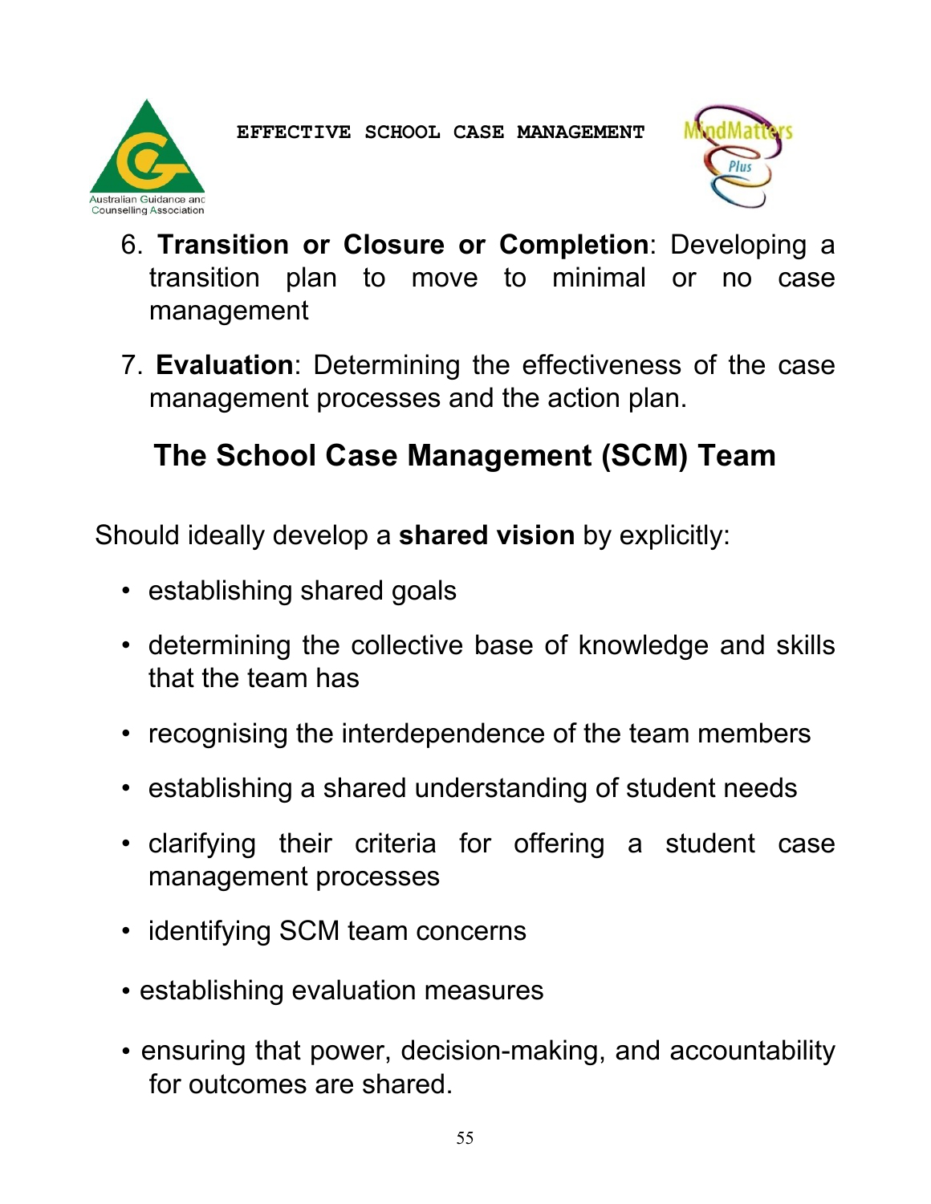6. **Transition or Closure or Completion**: Developing a transition plan to move to minimal or no case management

7. **Evaluation**: Determining the effectiveness of the case management processes and the action plan.

## The School Case Management (SCM) Team

Should ideally develop a **shared vision** by explicitly:

- establishing shared goals
- determining the collective base of knowledge and skills that the team has
- recognising the interdependence of the team members
- establishing a shared understanding of student needs
- clarifying their criteria for offering a student case management processes
- identifying SCM team concerns
- establishing evaluation measures
- ensuring that power, decision-making, and accountability for outcomes are shared.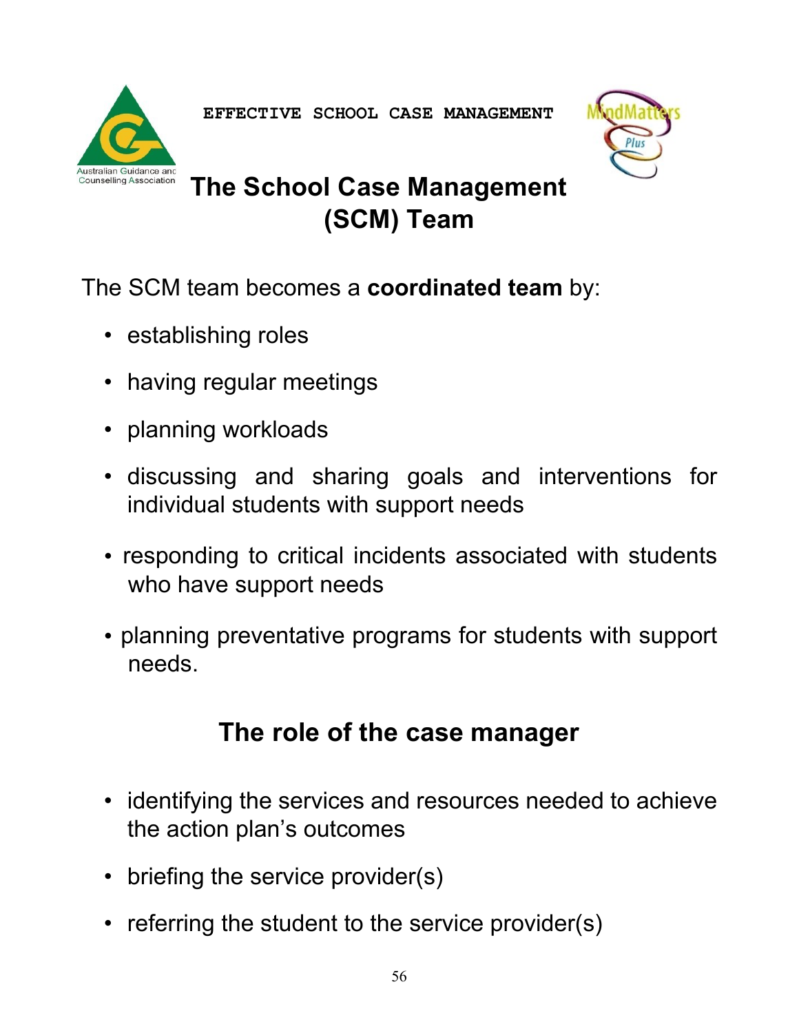# The School Case Management (SCM) Team

The SCM team becomes a **coordinated team** by:

- establishing roles
- having regular meetings
- planning workloads
- discussing and sharing goals and interventions for individual students with support needs
- responding to critical incidents associated with students who have support needs
- planning preventative programs for students with support needs.

## The role of the case manager

- identifying the services and resources needed to achieve the action plan's outcomes
- briefing the service provider(s)
- referring the student to the service provider(s)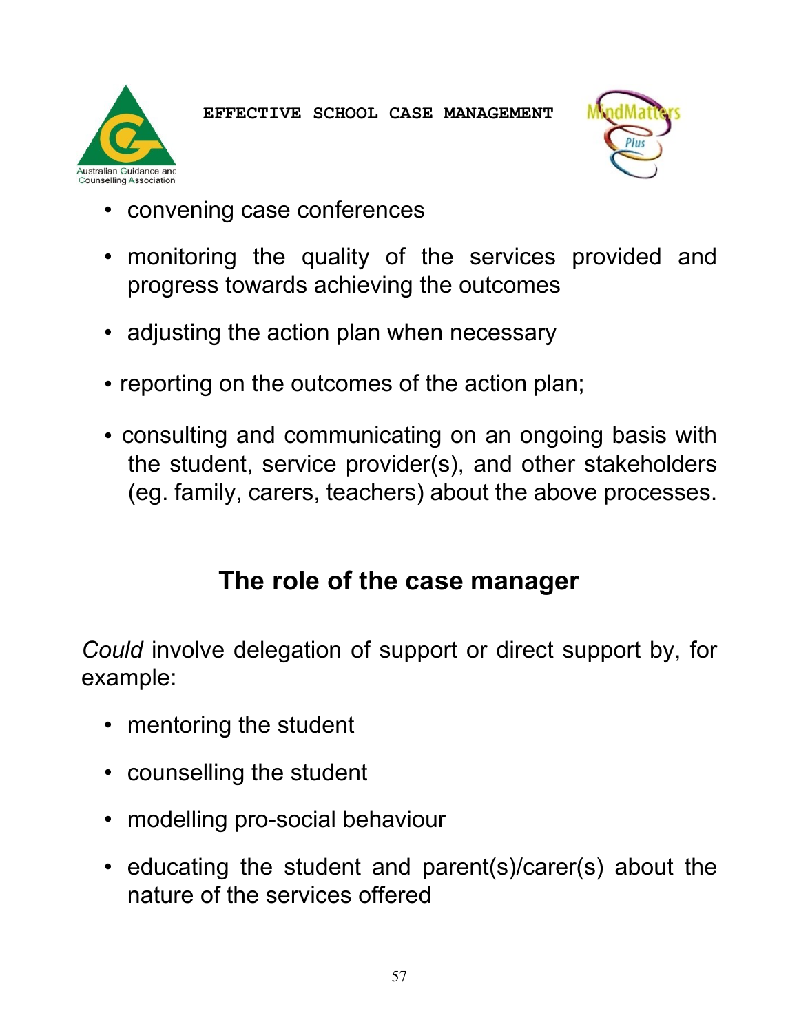- convening case conferences
- monitoring the quality of the services provided and progress towards achieving the outcomes
- adjusting the action plan when necessary
- reporting on the outcomes of the action plan;
- consulting and communicating on an ongoing basis with the student, service provider(s), and other stakeholders (eg. family, carers, teachers) about the above processes.

## The role of the case manager

*Could* involve delegation of support or direct support by, for example:

- mentoring the student
- counselling the student
- modelling pro-social behaviour
- educating the student and parent(s)/carer(s) about the nature of the services offered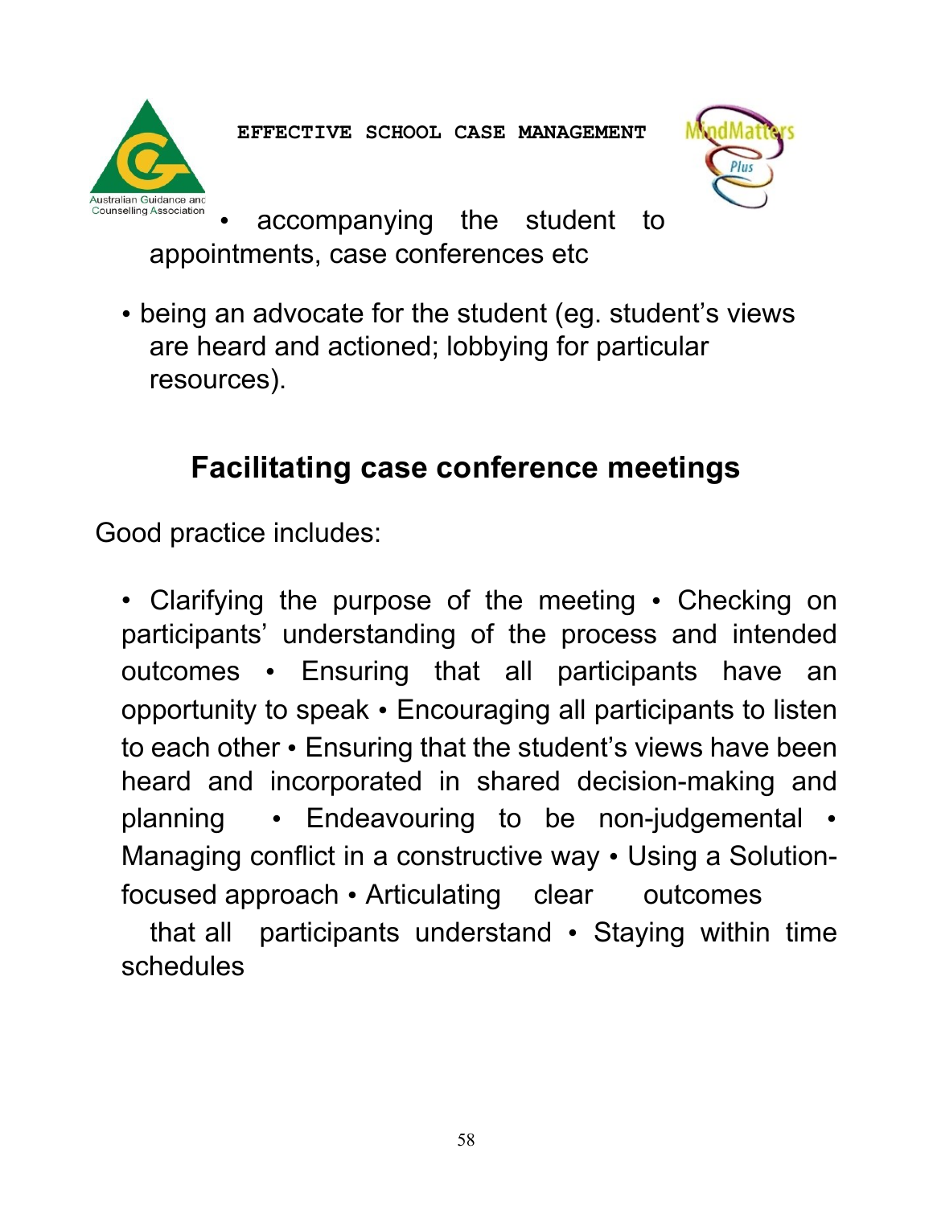- accompanying the student to appointments, case conferences etc

- being an advocate for the student (eg. student's views are heard and actioned; lobbying for particular resources).

## Facilitating case conference meetings

Good practice includes:

- Clarifying the purpose of the meeting
- Checking on participants' understanding of the process and intended outcomes
- Ensuring that all participants have an opportunity to speak
- Encouraging all participants to listen to each other
- Ensuring that the student's views have been heard and incorporated in shared decision-making and planning
- Endeavouring to be non-judgemental
- Managing conflict in a constructive way
- Using a Solution-focused approach
- Articulating clear outcomes that all participants understand
- Staying within time schedules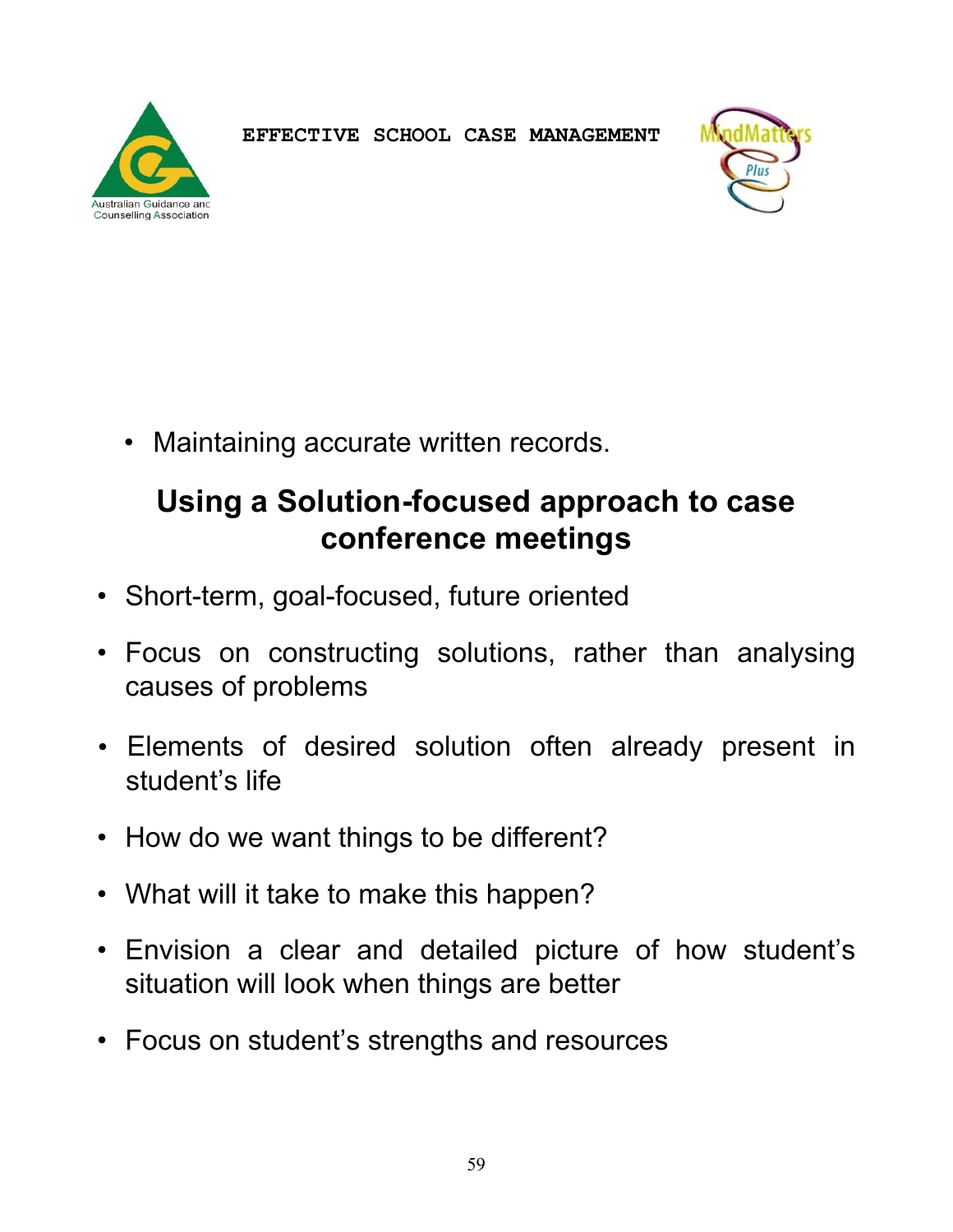- Maintaining accurate written records.

## Using a Solution-focused approach to case conference meetings

- Short-term, goal-focused, future oriented
- Focus on constructing solutions, rather than analysing causes of problems
- Elements of desired solution often already present in student's life
- How do we want things to be different?
- What will it take to make this happen?
- Envision a clear and detailed picture of how student's situation will look when things are better
- Focus on student's strengths and resources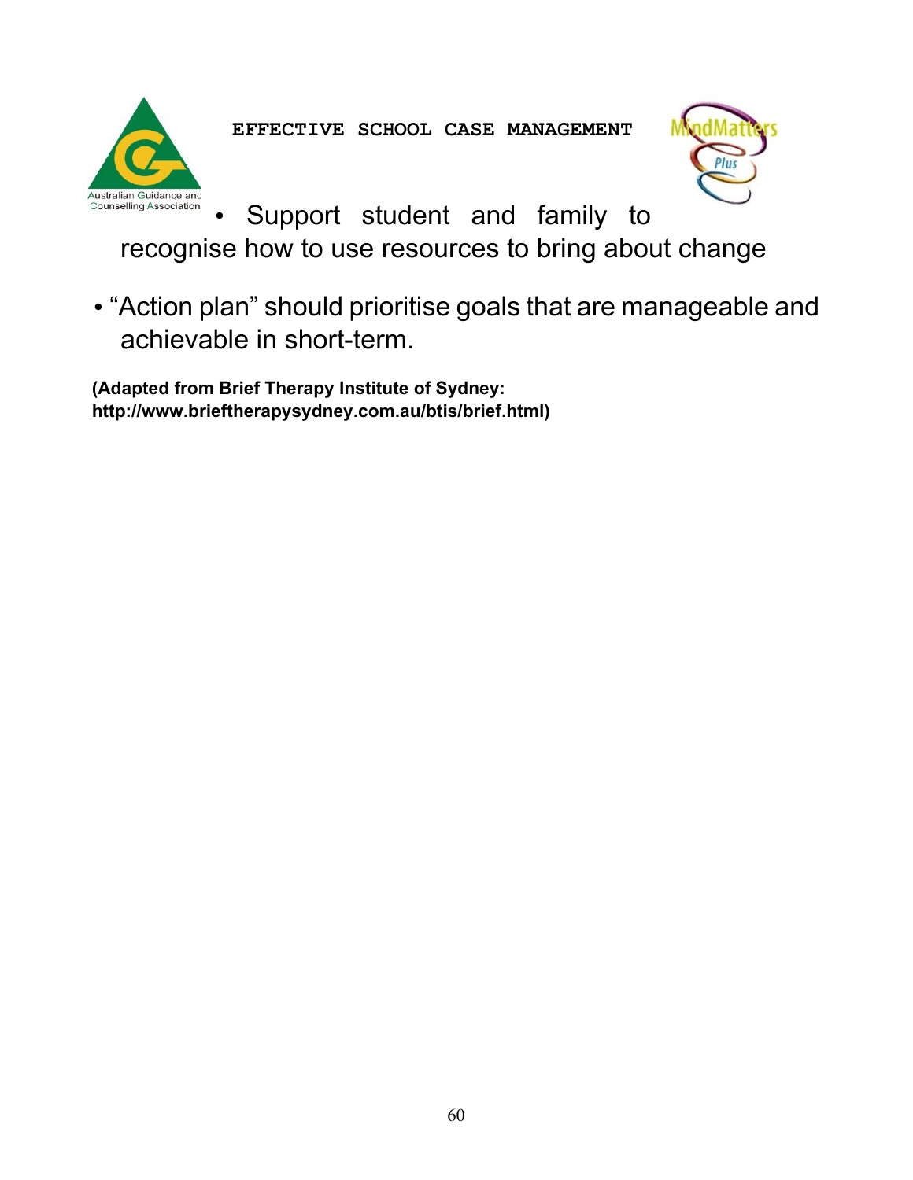- Support student and family to recognise how to use resources to bring about change

- "Action plan" should prioritise goals that are manageable and achievable in short-term.

**(Adapted from Brief Therapy Institute of Sydney: http://www.brieftherapysydney.com.au/btis/brief.html)**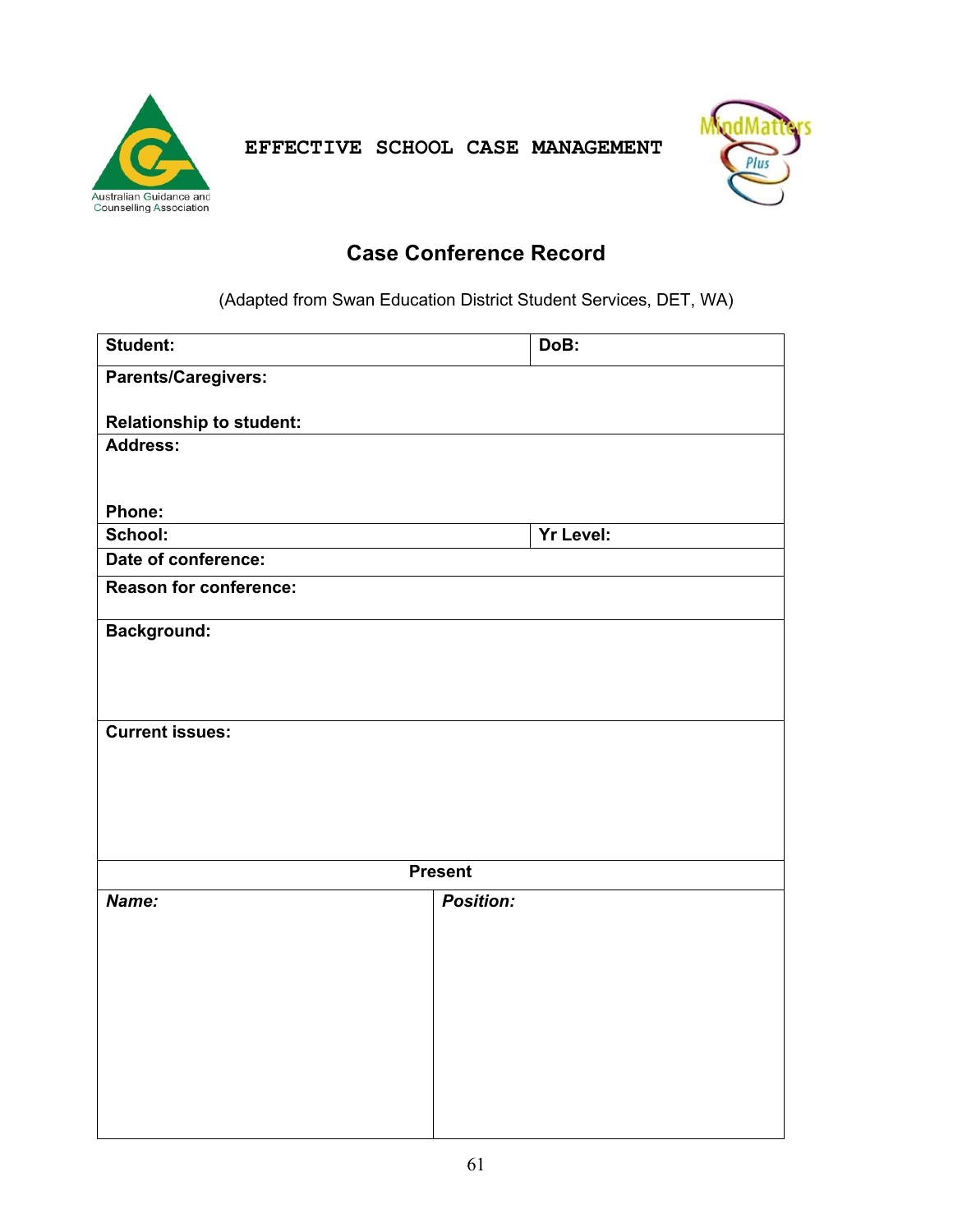**EFFECTIVE SCHOOL CASE MANAGEMENT**

## Case Conference Record

(Adapted from Swan Education District Student Services, DET, WA)

| **Student:** | **DoB:** |
|---|---|
| **Parents/Caregivers:**<br><br>**Relationship to student:** | |
| **Address:**<br><br><br>**Phone:** | |
| **School:** | **Yr Level:** |
| **Date of conference:** | |
| **Reason for conference:** | |
| **Background:** | |
| **Current issues:** | |

| **Present** | |
|---|---|
| ***Name:*** | ***Position:*** |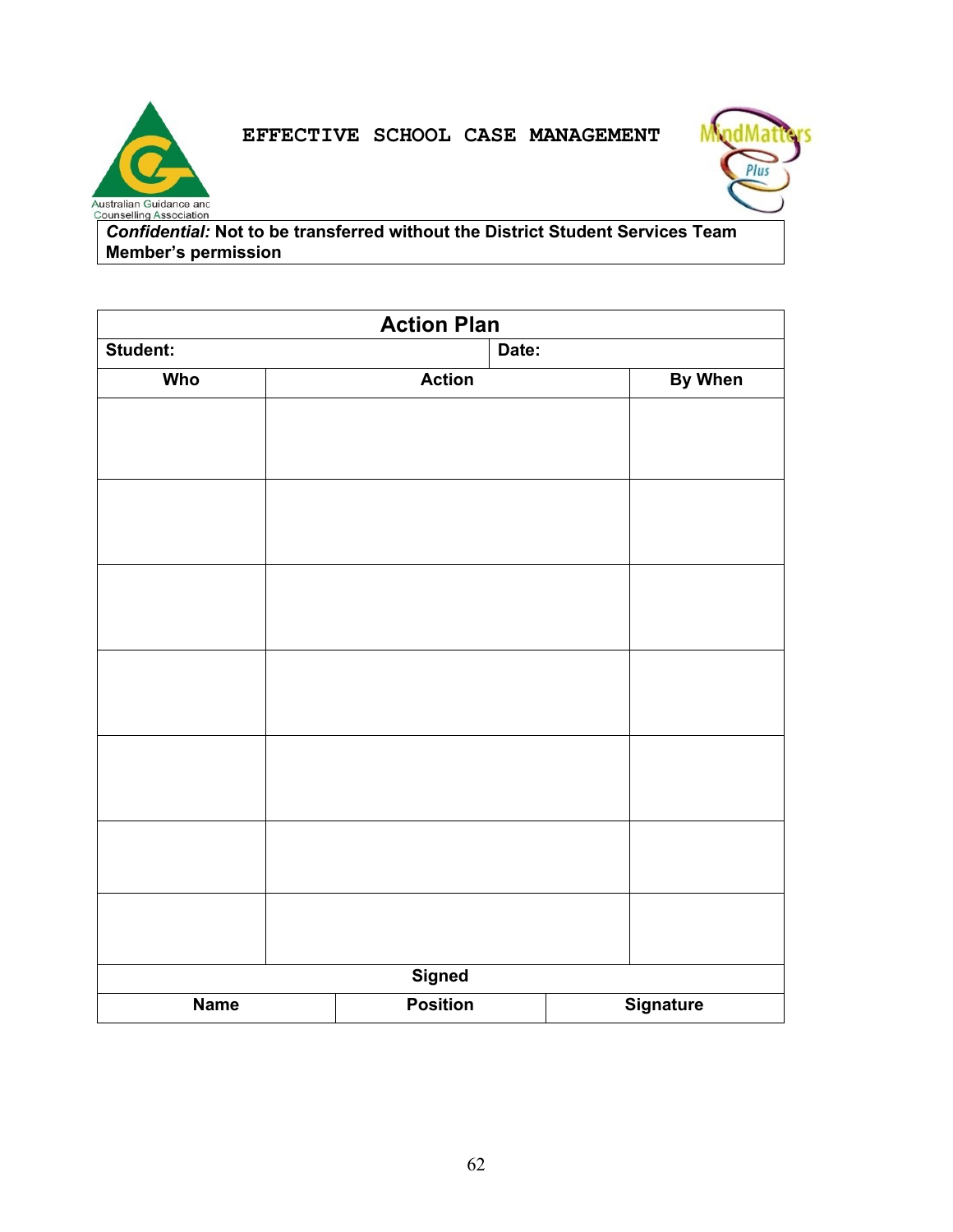**EFFECTIVE SCHOOL CASE MANAGEMENT**

Australian Guidance and Counselling Association

MindMatters Plus

***Confidential:*** **Not to be transferred without the District Student Services Team Member's permission**

| **Action Plan** | | |
|---|---|---|
| **Student:** | | **Date:** |
| **Who** | **Action** | **By When** |
| | | |
| | | |
| | | |
| | | |
| | | |
| | | |
| | | |

| **Signed** | | |
|---|---|---|
| **Name** | **Position** | **Signature** |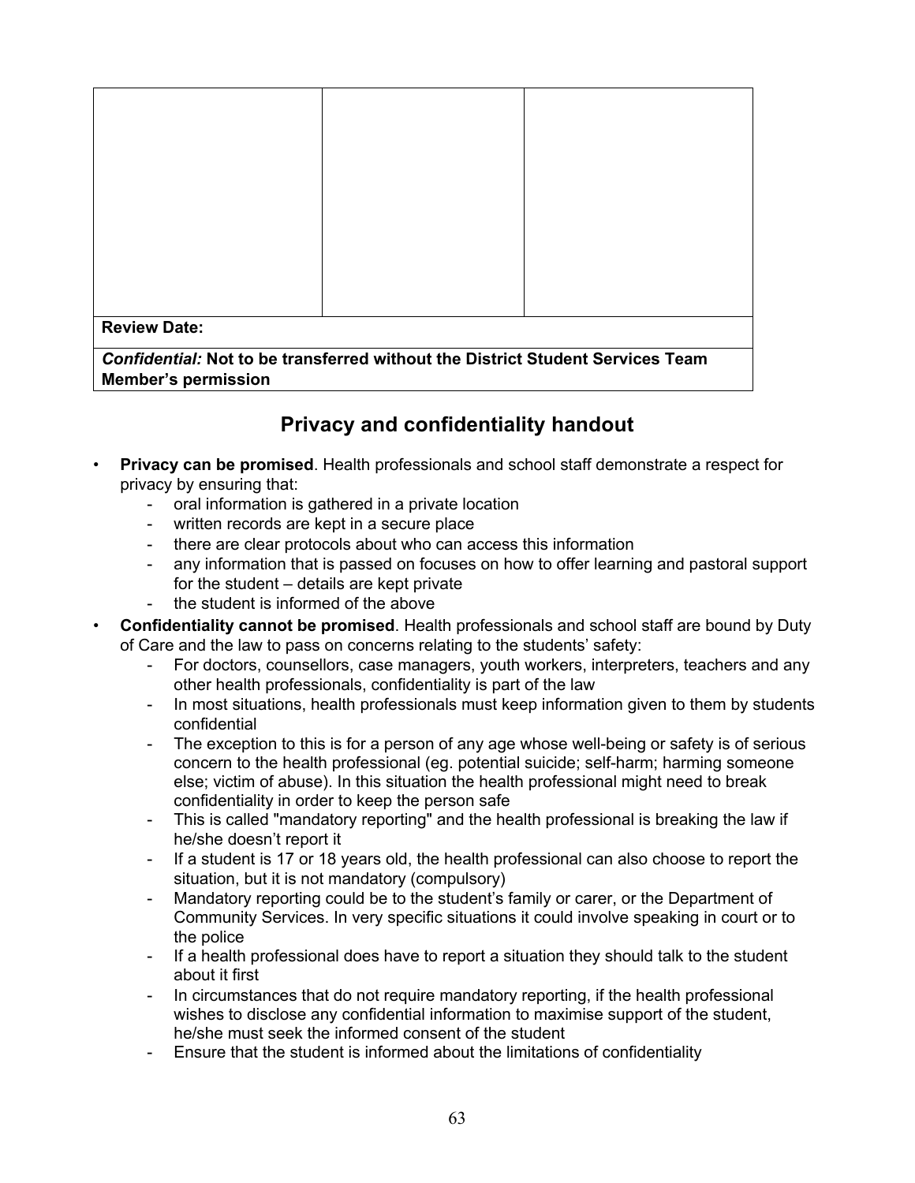| | | |
|---|---|---|
| | | |
| **Review Date:** | | |
| ***Confidential:*** **Not to be transferred without the District Student Services Team Member's permission** | | |

## Privacy and confidentiality handout

- **Privacy can be promised**. Health professionals and school staff demonstrate a respect for privacy by ensuring that:
  - oral information is gathered in a private location
  - written records are kept in a secure place
  - there are clear protocols about who can access this information
  - any information that is passed on focuses on how to offer learning and pastoral support for the student – details are kept private
  - the student is informed of the above
- **Confidentiality cannot be promised**. Health professionals and school staff are bound by Duty of Care and the law to pass on concerns relating to the students' safety:
  - For doctors, counsellors, case managers, youth workers, interpreters, teachers and any other health professionals, confidentiality is part of the law
  - In most situations, health professionals must keep information given to them by students confidential
  - The exception to this is for a person of any age whose well-being or safety is of serious concern to the health professional (eg. potential suicide; self-harm; harming someone else; victim of abuse). In this situation the health professional might need to break confidentiality in order to keep the person safe
  - This is called "mandatory reporting" and the health professional is breaking the law if he/she doesn't report it
  - If a student is 17 or 18 years old, the health professional can also choose to report the situation, but it is not mandatory (compulsory)
  - Mandatory reporting could be to the student's family or carer, or the Department of Community Services. In very specific situations it could involve speaking in court or to the police
  - If a health professional does have to report a situation they should talk to the student about it first
  - In circumstances that do not require mandatory reporting, if the health professional wishes to disclose any confidential information to maximise support of the student, he/she must seek the informed consent of the student
  - Ensure that the student is informed about the limitations of confidentiality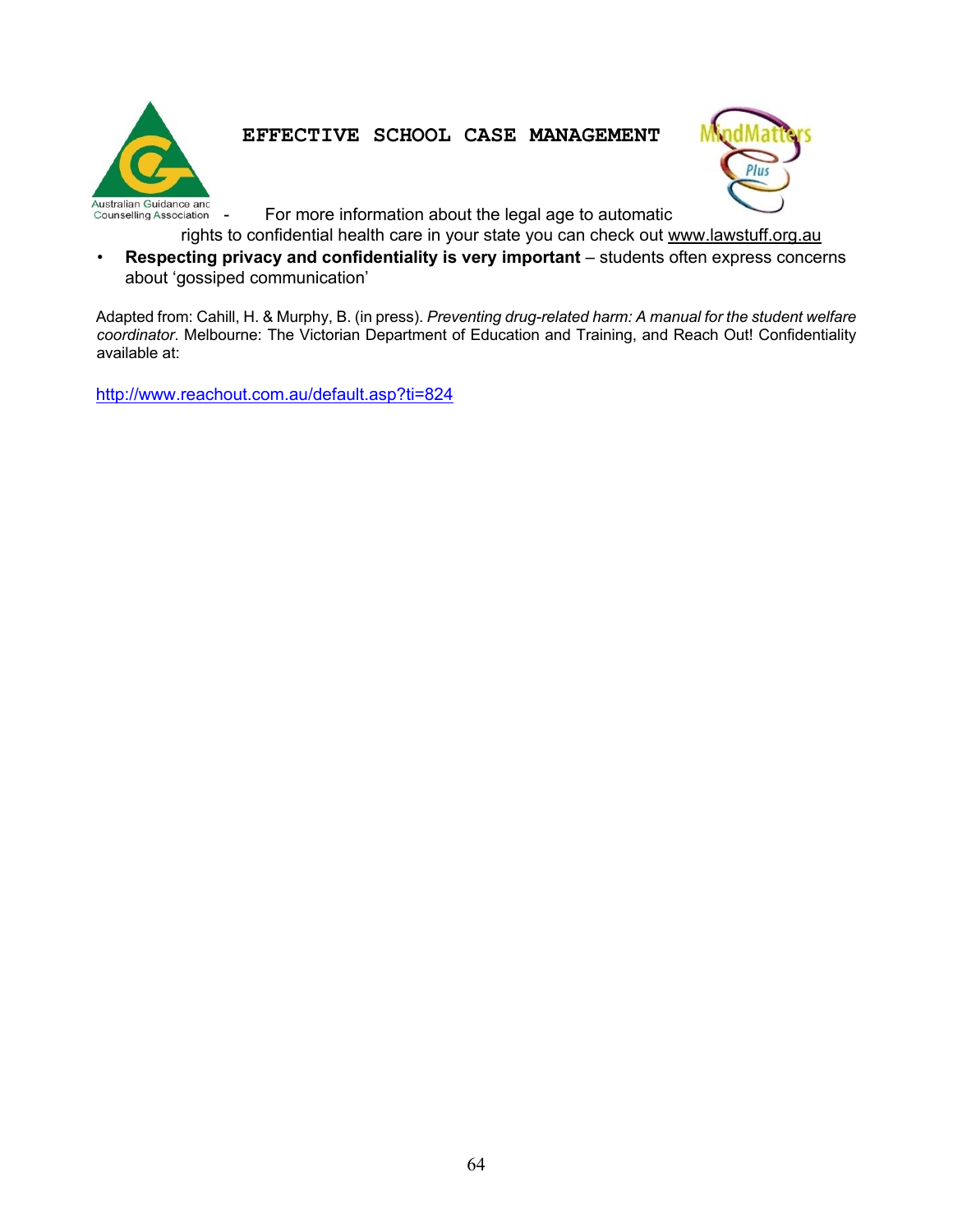- For more information about the legal age to automatic rights to confidential health care in your state you can check out www.lawstuff.org.au

- **Respecting privacy and confidentiality is very important** – students often express concerns about 'gossiped communication'

Adapted from: Cahill, H. & Murphy, B. (in press). *Preventing drug-related harm: A manual for the student welfare coordinator*. Melbourne: The Victorian Department of Education and Training, and Reach Out! Confidentiality available at:

http://www.reachout.com.au/default.asp?ti=824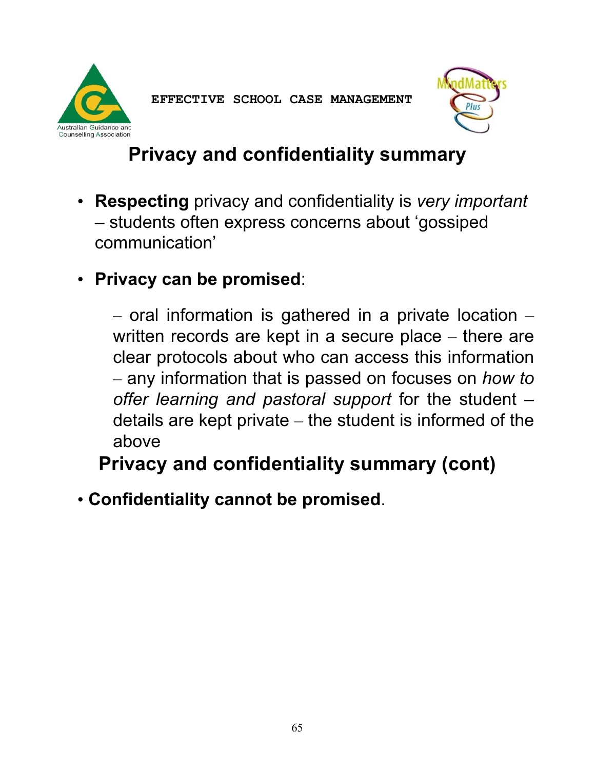## Privacy and confidentiality summary

- **Respecting** privacy and confidentiality is *very important* – students often express concerns about 'gossiped communication'
- **Privacy can be promised**:

  – oral information is gathered in a private location – written records are kept in a secure place – there are clear protocols about who can access this information – any information that is passed on focuses on *how to offer learning and pastoral support* for the student – details are kept private – the student is informed of the above

## Privacy and confidentiality summary (cont)

- **Confidentiality cannot be promised**.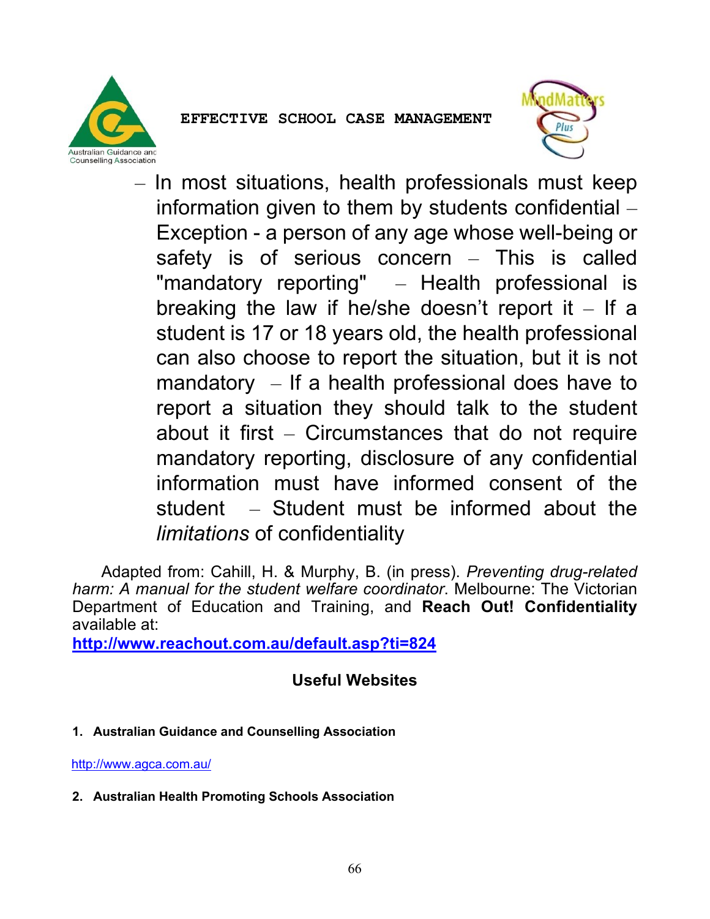– In most situations, health professionals must keep information given to them by students confidential – Exception - a person of any age whose well-being or safety is of serious concern – This is called "mandatory reporting" – Health professional is breaking the law if he/she doesn't report it – If a student is 17 or 18 years old, the health professional can also choose to report the situation, but it is not mandatory – If a health professional does have to report a situation they should talk to the student about it first – Circumstances that do not require mandatory reporting, disclosure of any confidential information must have informed consent of the student – Student must be informed about the *limitations* of confidentiality

Adapted from: Cahill, H. & Murphy, B. (in press). *Preventing drug-related harm: A manual for the student welfare coordinator*. Melbourne: The Victorian Department of Education and Training, and **Reach Out! Confidentiality** available at:
**http://www.reachout.com.au/default.asp?ti=824**

## Useful Websites

1. **Australian Guidance and Counselling Association**

http://www.agca.com.au/

2. **Australian Health Promoting Schools Association**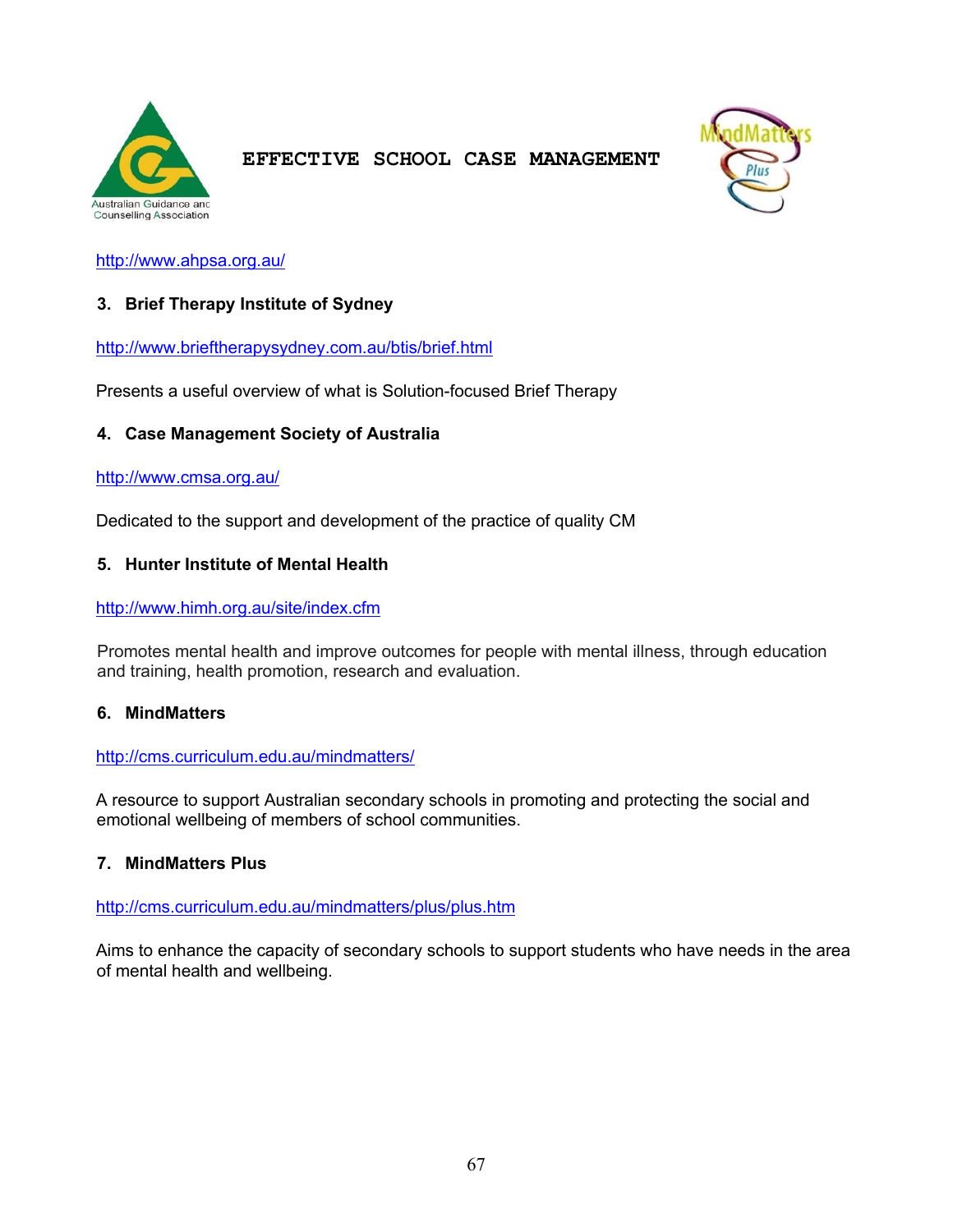http://www.ahpsa.org.au/

3. **Brief Therapy Institute of Sydney**

http://www.brieftherapysydney.com.au/btis/brief.html

Presents a useful overview of what is Solution-focused Brief Therapy

4. **Case Management Society of Australia**

http://www.cmsa.org.au/

Dedicated to the support and development of the practice of quality CM

5. **Hunter Institute of Mental Health**

http://www.himh.org.au/site/index.cfm

Promotes mental health and improve outcomes for people with mental illness, through education and training, health promotion, research and evaluation.

6. **MindMatters**

http://cms.curriculum.edu.au/mindmatters/

A resource to support Australian secondary schools in promoting and protecting the social and emotional wellbeing of members of school communities.

7. **MindMatters Plus**

http://cms.curriculum.edu.au/mindmatters/plus/plus.htm

Aims to enhance the capacity of secondary schools to support students who have needs in the area of mental health and wellbeing.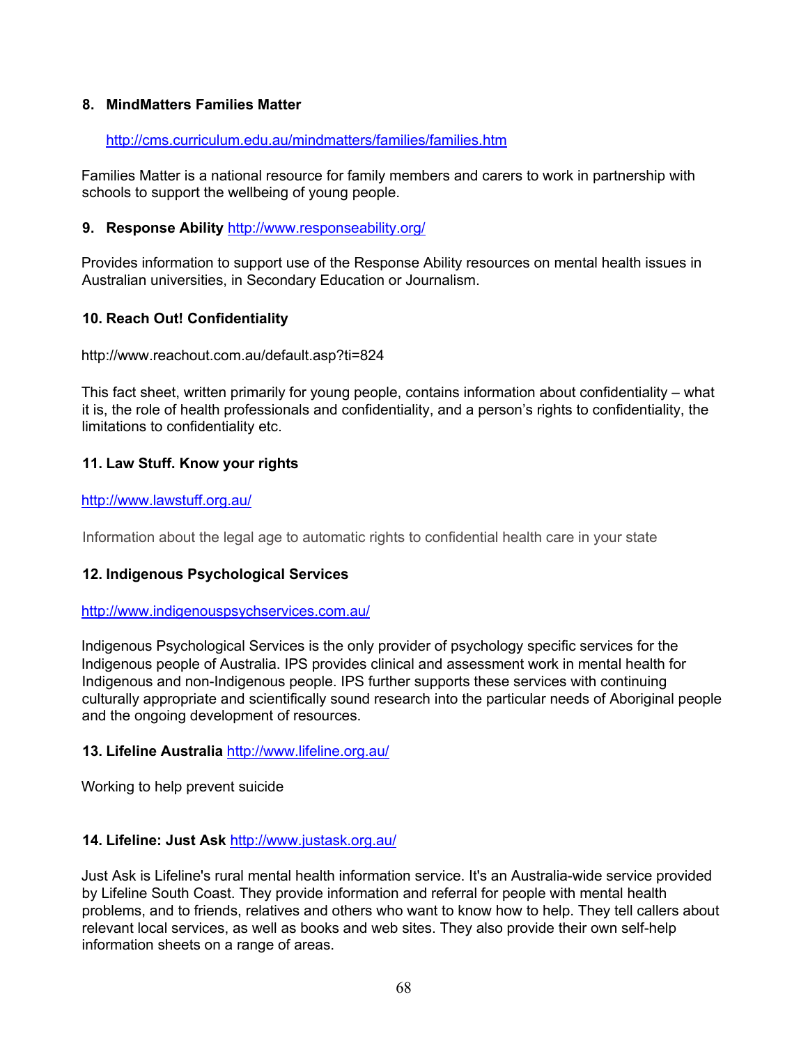**8. MindMatters Families Matter**

http://cms.curriculum.edu.au/mindmatters/families/families.htm

Families Matter is a national resource for family members and carers to work in partnership with schools to support the wellbeing of young people.

**9. Response Ability** http://www.responseability.org/

Provides information to support use of the Response Ability resources on mental health issues in Australian universities, in Secondary Education or Journalism.

**10. Reach Out! Confidentiality**

http://www.reachout.com.au/default.asp?ti=824

This fact sheet, written primarily for young people, contains information about confidentiality – what it is, the role of health professionals and confidentiality, and a person's rights to confidentiality, the limitations to confidentiality etc.

**11. Law Stuff. Know your rights**

http://www.lawstuff.org.au/

Information about the legal age to automatic rights to confidential health care in your state

**12. Indigenous Psychological Services**

http://www.indigenouspsychservices.com.au/

Indigenous Psychological Services is the only provider of psychology specific services for the Indigenous people of Australia. IPS provides clinical and assessment work in mental health for Indigenous and non-Indigenous people. IPS further supports these services with continuing culturally appropriate and scientifically sound research into the particular needs of Aboriginal people and the ongoing development of resources.

**13. Lifeline Australia** http://www.lifeline.org.au/

Working to help prevent suicide

**14. Lifeline: Just Ask** http://www.justask.org.au/

Just Ask is Lifeline's rural mental health information service. It's an Australia-wide service provided by Lifeline South Coast. They provide information and referral for people with mental health problems, and to friends, relatives and others who want to know how to help. They tell callers about relevant local services, as well as books and web sites. They also provide their own self-help information sheets on a range of areas.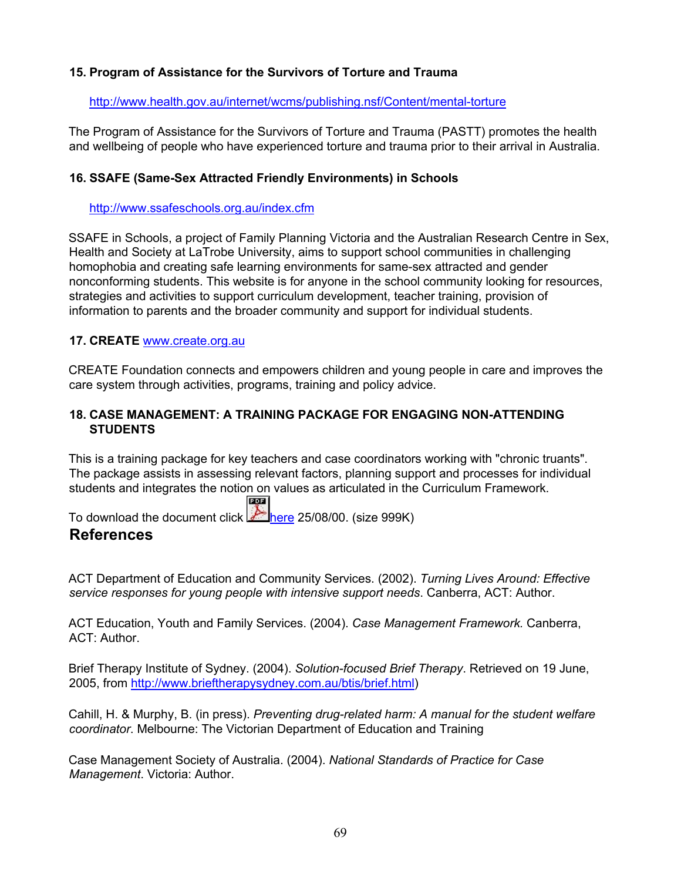**15. Program of Assistance for the Survivors of Torture and Trauma**

http://www.health.gov.au/internet/wcms/publishing.nsf/Content/mental-torture

The Program of Assistance for the Survivors of Torture and Trauma (PASTT) promotes the health and wellbeing of people who have experienced torture and trauma prior to their arrival in Australia.

**16. SSAFE (Same-Sex Attracted Friendly Environments) in Schools**

http://www.ssafeschools.org.au/index.cfm

SSAFE in Schools, a project of Family Planning Victoria and the Australian Research Centre in Sex, Health and Society at LaTrobe University, aims to support school communities in challenging homophobia and creating safe learning environments for same-sex attracted and gender nonconforming students. This website is for anyone in the school community looking for resources, strategies and activities to support curriculum development, teacher training, provision of information to parents and the broader community and support for individual students.

**17. CREATE** www.create.org.au

CREATE Foundation connects and empowers children and young people in care and improves the care system through activities, programs, training and policy advice.

**18. CASE MANAGEMENT: A TRAINING PACKAGE FOR ENGAGING NON-ATTENDING STUDENTS**

This is a training package for key teachers and case coordinators working with "chronic truants". The package assists in assessing relevant factors, planning support and processes for individual students and integrates the notion on values as articulated in the Curriculum Framework.

To download the document click here 25/08/00. (size 999K)

## References

ACT Department of Education and Community Services. (2002). *Turning Lives Around: Effective service responses for young people with intensive support needs*. Canberra, ACT: Author.

ACT Education, Youth and Family Services. (2004). *Case Management Framework.* Canberra, ACT: Author.

Brief Therapy Institute of Sydney. (2004). *Solution-focused Brief Therapy*. Retrieved on 19 June, 2005, from http://www.brieftherapysydney.com.au/btis/brief.html)

Cahill, H. & Murphy, B. (in press). *Preventing drug-related harm: A manual for the student welfare coordinator.* Melbourne: The Victorian Department of Education and Training

Case Management Society of Australia. (2004). *National Standards of Practice for Case Management*. Victoria: Author.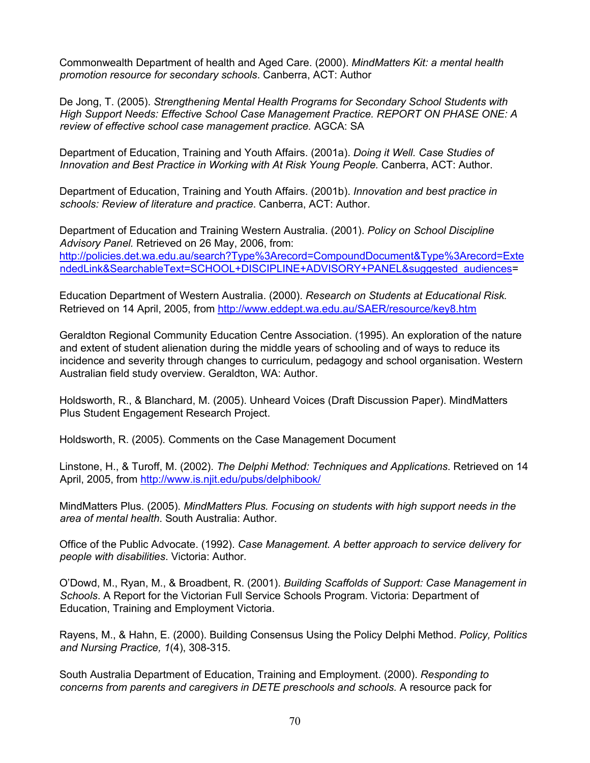Commonwealth Department of health and Aged Care. (2000). *MindMatters Kit: a mental health promotion resource for secondary schools*. Canberra, ACT: Author

De Jong, T. (2005). *Strengthening Mental Health Programs for Secondary School Students with High Support Needs: Effective School Case Management Practice. REPORT ON PHASE ONE: A review of effective school case management practice.* AGCA: SA

Department of Education, Training and Youth Affairs. (2001a). *Doing it Well. Case Studies of Innovation and Best Practice in Working with At Risk Young People.* Canberra, ACT: Author.

Department of Education, Training and Youth Affairs. (2001b). *Innovation and best practice in schools: Review of literature and practice*. Canberra, ACT: Author.

Department of Education and Training Western Australia. (2001). *Policy on School Discipline Advisory Panel.* Retrieved on 26 May, 2006, from: http://policies.det.wa.edu.au/search?Type%3Arecord=CompoundDocument&Type%3Arecord=ExtendedLink&SearchableText=SCHOOL+DISCIPLINE+ADVISORY+PANEL&suggested_audiences=

Education Department of Western Australia. (2000). *Research on Students at Educational Risk.* Retrieved on 14 April, 2005, from http://www.eddept.wa.edu.au/SAER/resource/key8.htm

Geraldton Regional Community Education Centre Association. (1995). An exploration of the nature and extent of student alienation during the middle years of schooling and of ways to reduce its incidence and severity through changes to curriculum, pedagogy and school organisation. Western Australian field study overview. Geraldton, WA: Author.

Holdsworth, R., & Blanchard, M. (2005). Unheard Voices (Draft Discussion Paper). MindMatters Plus Student Engagement Research Project.

Holdsworth, R. (2005). Comments on the Case Management Document

Linstone, H., & Turoff, M. (2002). *The Delphi Method: Techniques and Applications*. Retrieved on 14 April, 2005, from http://www.is.njit.edu/pubs/delphibook/

MindMatters Plus. (2005). *MindMatters Plus. Focusing on students with high support needs in the area of mental health*. South Australia: Author.

Office of the Public Advocate. (1992). *Case Management. A better approach to service delivery for people with disabilities*. Victoria: Author.

O'Dowd, M., Ryan, M., & Broadbent, R. (2001). *Building Scaffolds of Support: Case Management in Schools*. A Report for the Victorian Full Service Schools Program. Victoria: Department of Education, Training and Employment Victoria.

Rayens, M., & Hahn, E. (2000). Building Consensus Using the Policy Delphi Method. *Policy, Politics and Nursing Practice, 1*(4), 308-315.

South Australia Department of Education, Training and Employment. (2000). *Responding to concerns from parents and caregivers in DETE preschools and schools.* A resource pack for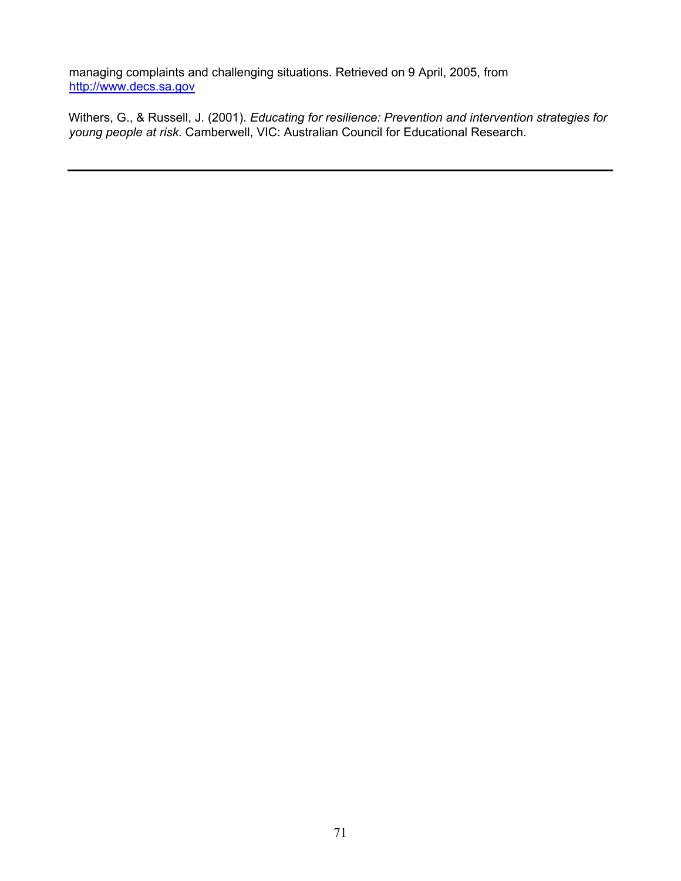managing complaints and challenging situations. Retrieved on 9 April, 2005, from http://www.decs.sa.gov

Withers, G., & Russell, J. (2001). *Educating for resilience: Prevention and intervention strategies for young people at risk*. Camberwell, VIC: Australian Council for Educational Research.

---